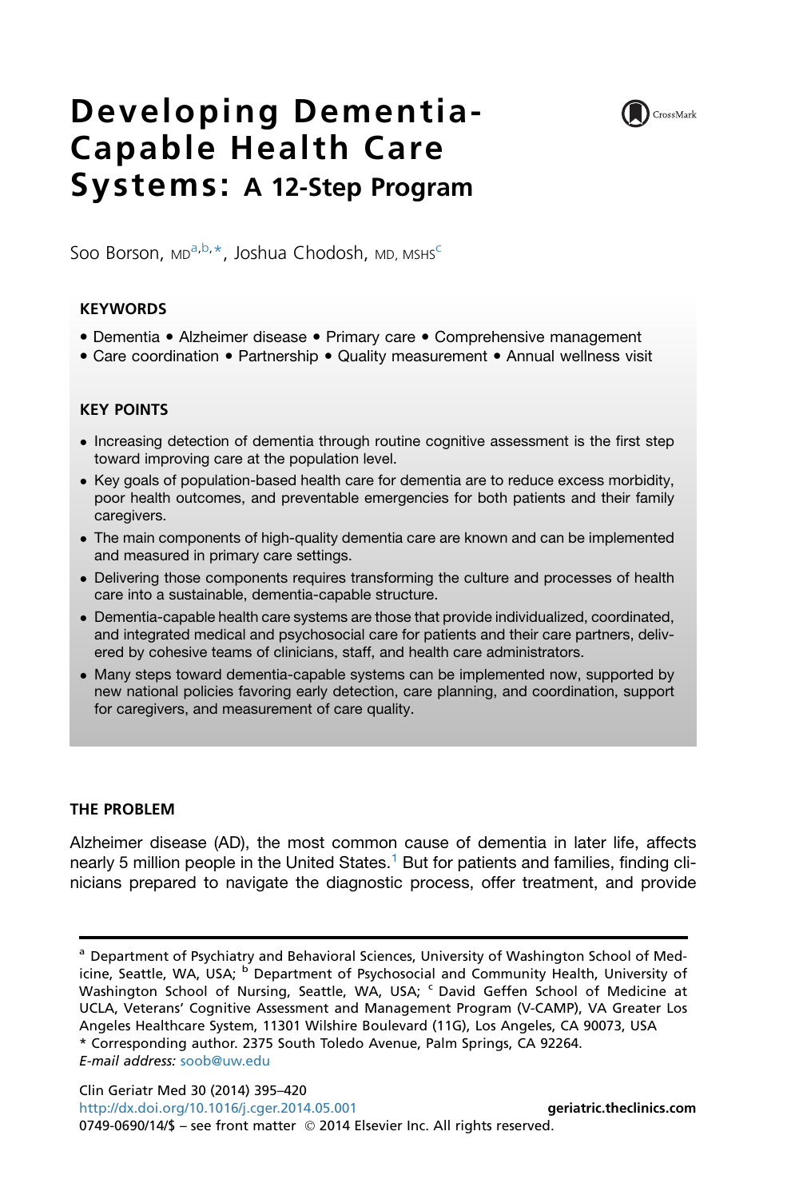# Developing Dementia-Capable Health Care Systems: A 12-Step Program

Soo Borson, MD[a,b,*], Joshua Chodosh, MD, MSHS[c]

## KEYWORDS

- Dementia • Alzheimer disease • Primary care • Comprehensive management
- Care coordination • Partnership • Quality measurement • Annual wellness visit

## KEY POINTS

- Increasing detection of dementia through routine cognitive assessment is the first step toward improving care at the population level.
- Key goals of population-based health care for dementia are to reduce excess morbidity, poor health outcomes, and preventable emergencies for both patients and their family caregivers.
- The main components of high-quality dementia care are known and can be implemented and measured in primary care settings.
- Delivering those components requires transforming the culture and processes of health care into a sustainable, dementia-capable structure.
- Dementia-capable health care systems are those that provide individualized, coordinated, and integrated medical and psychosocial care for patients and their care partners, delivered by cohesive teams of clinicians, staff, and health care administrators.
- Many steps toward dementia-capable systems can be implemented now, supported by new national policies favoring early detection, care planning, and coordination, support for caregivers, and measurement of care quality.

## THE PROBLEM

Alzheimer disease (AD), the most common cause of dementia in later life, affects nearly 5 million people in the United States.[1] But for patients and families, finding clinicians prepared to navigate the diagnostic process, offer treatment, and provide

---

[a] Department of Psychiatry and Behavioral Sciences, University of Washington School of Medicine, Seattle, WA, USA; [b] Department of Psychosocial and Community Health, University of Washington School of Nursing, Seattle, WA, USA; [c] David Geffen School of Medicine at UCLA, Veterans' Cognitive Assessment and Management Program (V-CAMP), VA Greater Los Angeles Healthcare System, 11301 Wilshire Boulevard (11G), Los Angeles, CA 90073, USA

* Corresponding author. 2375 South Toledo Avenue, Palm Springs, CA 92264.

*E-mail address:* soob@uw.edu

Clin Geriatr Med 30 (2014) 395–420
http://dx.doi.org/10.1016/j.cger.2014.05.001
0749-0690/14/$ – see front matter © 2014 Elsevier Inc. All rights reserved.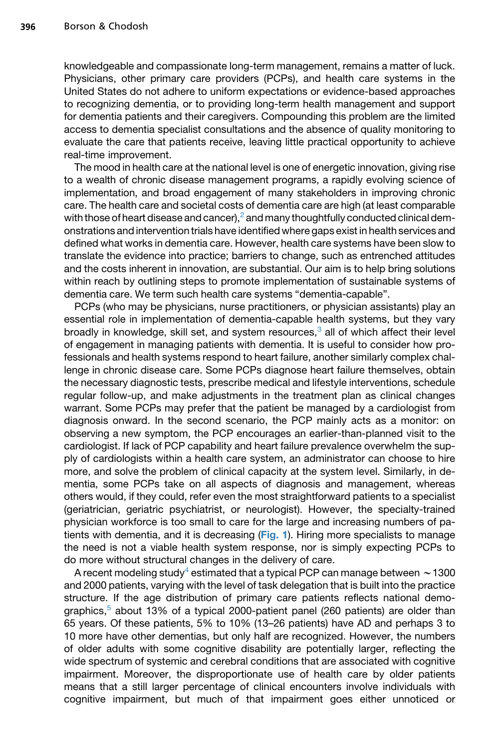knowledgeable and compassionate long-term management, remains a matter of luck. Physicians, other primary care providers (PCPs), and health care systems in the United States do not adhere to uniform expectations or evidence-based approaches to recognizing dementia, or to providing long-term health management and support for dementia patients and their caregivers. Compounding this problem are the limited access to dementia specialist consultations and the absence of quality monitoring to evaluate the care that patients receive, leaving little practical opportunity to achieve real-time improvement.

The mood in health care at the national level is one of energetic innovation, giving rise to a wealth of chronic disease management programs, a rapidly evolving science of implementation, and broad engagement of many stakeholders in improving chronic care. The health care and societal costs of dementia care are high (at least comparable with those of heart disease and cancer),[2] and many thoughtfully conducted clinical demonstrations and intervention trials have identified where gaps exist in health services and defined what works in dementia care. However, health care systems have been slow to translate the evidence into practice; barriers to change, such as entrenched attitudes and the costs inherent in innovation, are substantial. Our aim is to help bring solutions within reach by outlining steps to promote implementation of sustainable systems of dementia care. We term such health care systems "dementia-capable".

PCPs (who may be physicians, nurse practitioners, or physician assistants) play an essential role in implementation of dementia-capable health systems, but they vary broadly in knowledge, skill set, and system resources,[3] all of which affect their level of engagement in managing patients with dementia. It is useful to consider how professionals and health systems respond to heart failure, another similarly complex challenge in chronic disease care. Some PCPs diagnose heart failure themselves, obtain the necessary diagnostic tests, prescribe medical and lifestyle interventions, schedule regular follow-up, and make adjustments in the treatment plan as clinical changes warrant. Some PCPs may prefer that the patient be managed by a cardiologist from diagnosis onward. In the second scenario, the PCP mainly acts as a monitor: on observing a new symptom, the PCP encourages an earlier-than-planned visit to the cardiologist. If lack of PCP capability and heart failure prevalence overwhelm the supply of cardiologists within a health care system, an administrator can choose to hire more, and solve the problem of clinical capacity at the system level. Similarly, in dementia, some PCPs take on all aspects of diagnosis and management, whereas others would, if they could, refer even the most straightforward patients to a specialist (geriatrician, geriatric psychiatrist, or neurologist). However, the specialty-trained physician workforce is too small to care for the large and increasing numbers of patients with dementia, and it is decreasing (**Fig. 1**). Hiring more specialists to manage the need is not a viable health system response, nor is simply expecting PCPs to do more without structural changes in the delivery of care.

A recent modeling study[4] estimated that a typical PCP can manage between ~1300 and 2000 patients, varying with the level of task delegation that is built into the practice structure. If the age distribution of primary care patients reflects national demographics,[5] about 13% of a typical 2000-patient panel (260 patients) are older than 65 years. Of these patients, 5% to 10% (13–26 patients) have AD and perhaps 3 to 10 more have other dementias, but only half are recognized. However, the numbers of older adults with some cognitive disability are potentially larger, reflecting the wide spectrum of systemic and cerebral conditions that are associated with cognitive impairment. Moreover, the disproportionate use of health care by older patients means that a still larger percentage of clinical encounters involve individuals with cognitive impairment, but much of that impairment goes either unnoticed or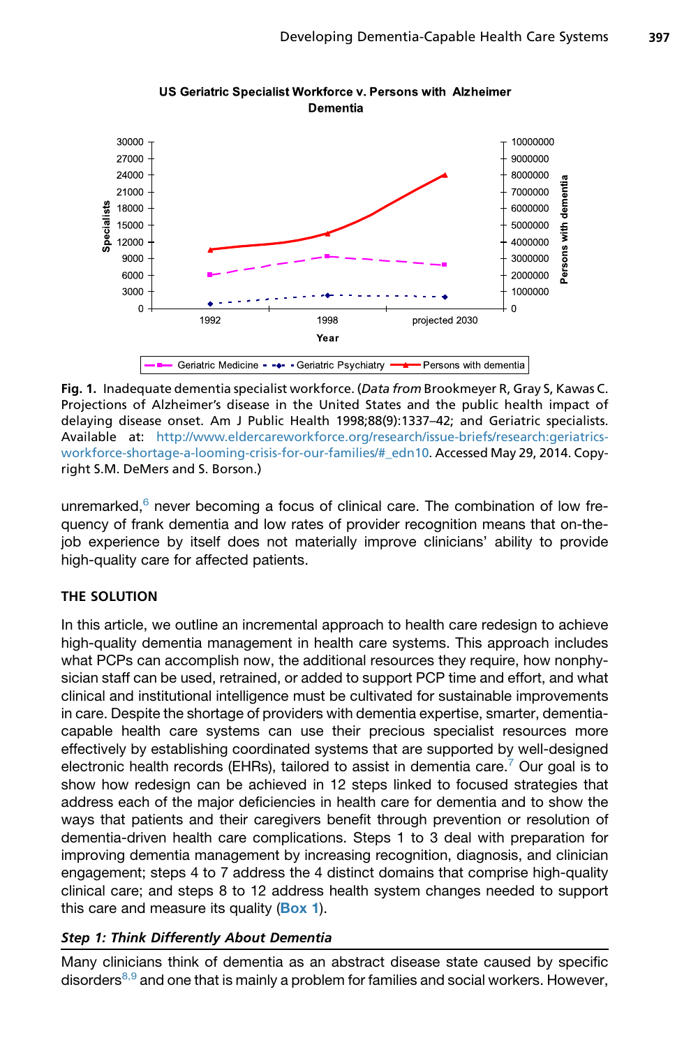Fig. 1. Inadequate dementia specialist workforce. (*Data from* Brookmeyer R, Gray S, Kawas C. Projections of Alzheimer's disease in the United States and the public health impact of delaying disease onset. Am J Public Health 1998;88(9):1337–42; and Geriatric specialists. Available at: http://www.eldercareworkforce.org/research/issue-briefs/research:geriatrics-workforce-shortage-a-looming-crisis-for-our-families/#_edn10. Accessed May 29, 2014. Copyright S.M. DeMers and S. Borson.)

unremarked,[6] never becoming a focus of clinical care. The combination of low frequency of frank dementia and low rates of provider recognition means that on-the-job experience by itself does not materially improve clinicians' ability to provide high-quality care for affected patients.

## THE SOLUTION

In this article, we outline an incremental approach to health care redesign to achieve high-quality dementia management in health care systems. This approach includes what PCPs can accomplish now, the additional resources they require, how nonphysician staff can be used, retrained, or added to support PCP time and effort, and what clinical and institutional intelligence must be cultivated for sustainable improvements in care. Despite the shortage of providers with dementia expertise, smarter, dementia-capable health care systems can use their precious specialist resources more effectively by establishing coordinated systems that are supported by well-designed electronic health records (EHRs), tailored to assist in dementia care.[7] Our goal is to show how redesign can be achieved in 12 steps linked to focused strategies that address each of the major deficiencies in health care for dementia and to show the ways that patients and their caregivers benefit through prevention or resolution of dementia-driven health care complications. Steps 1 to 3 deal with preparation for improving dementia management by increasing recognition, diagnosis, and clinician engagement; steps 4 to 7 address the 4 distinct domains that comprise high-quality clinical care; and steps 8 to 12 address health system changes needed to support this care and measure its quality (**Box 1**).

### *Step 1: Think Differently About Dementia*

Many clinicians think of dementia as an abstract disease state caused by specific disorders[8,9] and one that is mainly a problem for families and social workers. However,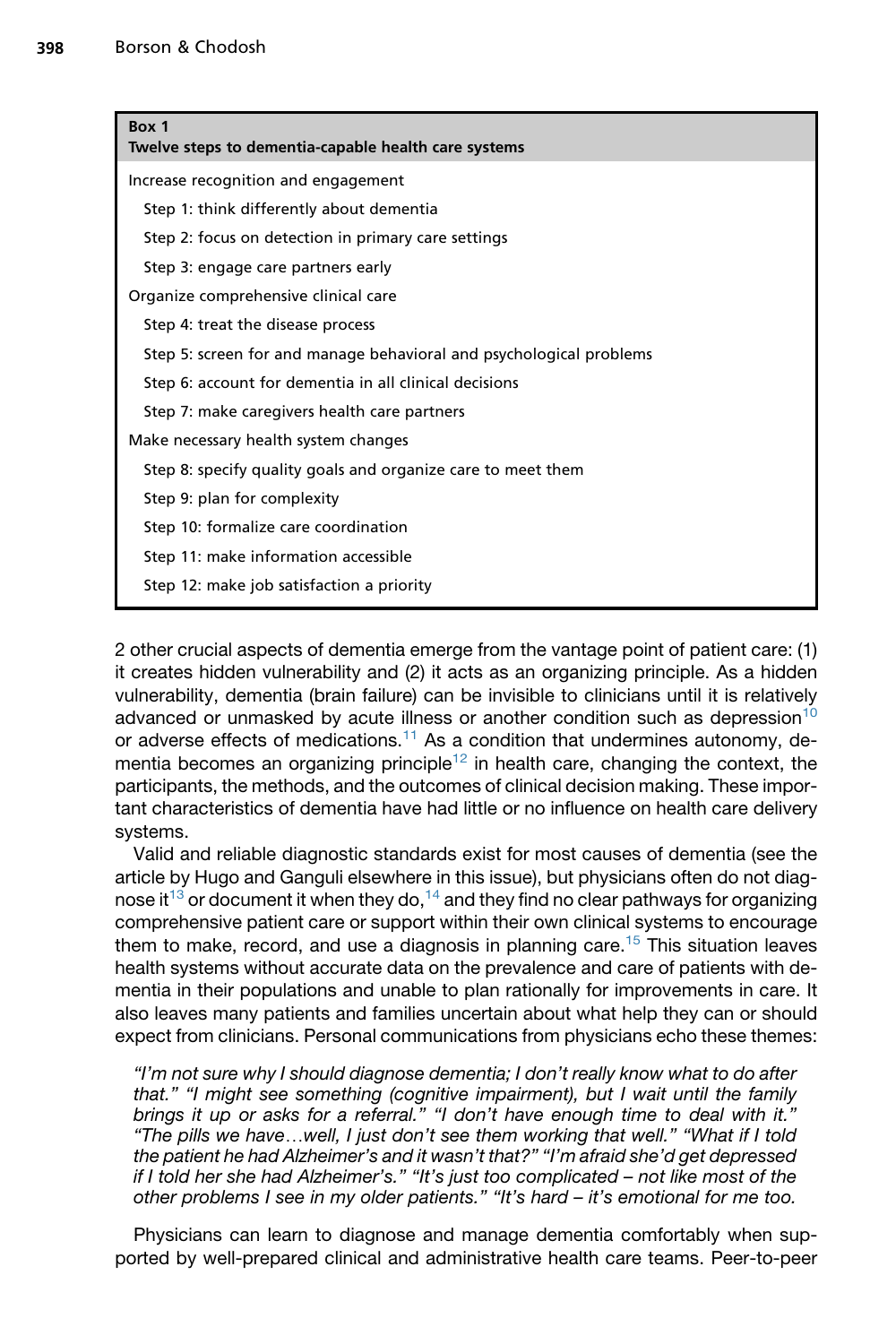**Box 1**
**Twelve steps to dementia-capable health care systems**

Increase recognition and engagement

- Step 1: think differently about dementia
- Step 2: focus on detection in primary care settings
- Step 3: engage care partners early

Organize comprehensive clinical care

- Step 4: treat the disease process
- Step 5: screen for and manage behavioral and psychological problems
- Step 6: account for dementia in all clinical decisions
- Step 7: make caregivers health care partners

Make necessary health system changes

- Step 8: specify quality goals and organize care to meet them
- Step 9: plan for complexity
- Step 10: formalize care coordination
- Step 11: make information accessible
- Step 12: make job satisfaction a priority

2 other crucial aspects of dementia emerge from the vantage point of patient care: (1) it creates hidden vulnerability and (2) it acts as an organizing principle. As a hidden vulnerability, dementia (brain failure) can be invisible to clinicians until it is relatively advanced or unmasked by acute illness or another condition such as depression[10] or adverse effects of medications.[11] As a condition that undermines autonomy, dementia becomes an organizing principle[12] in health care, changing the context, the participants, the methods, and the outcomes of clinical decision making. These important characteristics of dementia have had little or no influence on health care delivery systems.

Valid and reliable diagnostic standards exist for most causes of dementia (see the article by Hugo and Ganguli elsewhere in this issue), but physicians often do not diagnose it[13] or document it when they do,[14] and they find no clear pathways for organizing comprehensive patient care or support within their own clinical systems to encourage them to make, record, and use a diagnosis in planning care.[15] This situation leaves health systems without accurate data on the prevalence and care of patients with dementia in their populations and unable to plan rationally for improvements in care. It also leaves many patients and families uncertain about what help they can or should expect from clinicians. Personal communications from physicians echo these themes:

> *"I'm not sure why I should diagnose dementia; I don't really know what to do after that." "I might see something (cognitive impairment), but I wait until the family brings it up or asks for a referral." "I don't have enough time to deal with it." "The pills we have…well, I just don't see them working that well." "What if I told the patient he had Alzheimer's and it wasn't that?" "I'm afraid she'd get depressed if I told her she had Alzheimer's." "It's just too complicated – not like most of the other problems I see in my older patients." "It's hard – it's emotional for me too.*

Physicians can learn to diagnose and manage dementia comfortably when supported by well-prepared clinical and administrative health care teams. Peer-to-peer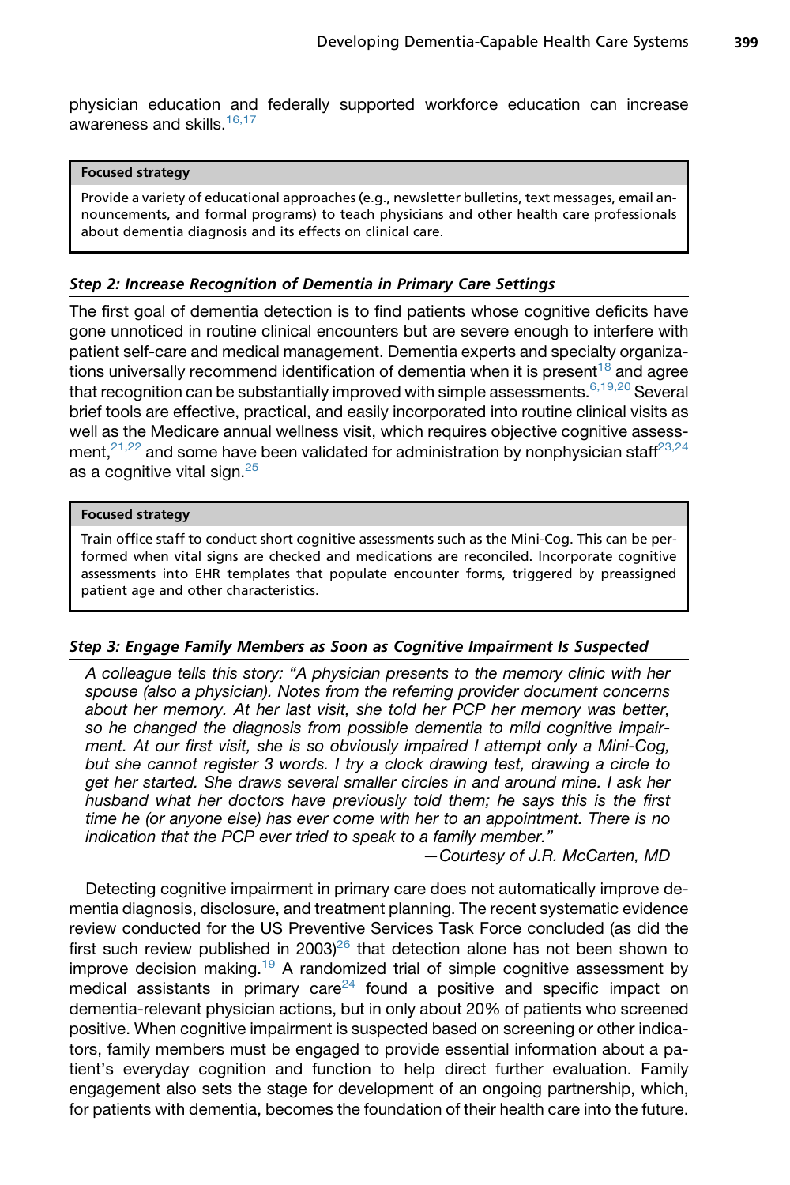physician education and federally supported workforce education can increase awareness and skills.[16,17]

> **Focused strategy**
>
> Provide a variety of educational approaches (e.g., newsletter bulletins, text messages, email announcements, and formal programs) to teach physicians and other health care professionals about dementia diagnosis and its effects on clinical care.

### *Step 2: Increase Recognition of Dementia in Primary Care Settings*

The first goal of dementia detection is to find patients whose cognitive deficits have gone unnoticed in routine clinical encounters but are severe enough to interfere with patient self-care and medical management. Dementia experts and specialty organizations universally recommend identification of dementia when it is present[18] and agree that recognition can be substantially improved with simple assessments.[6,19,20] Several brief tools are effective, practical, and easily incorporated into routine clinical visits as well as the Medicare annual wellness visit, which requires objective cognitive assessment,[21,22] and some have been validated for administration by nonphysician staff[23,24] as a cognitive vital sign.[25]

> **Focused strategy**
>
> Train office staff to conduct short cognitive assessments such as the Mini-Cog. This can be performed when vital signs are checked and medications are reconciled. Incorporate cognitive assessments into EHR templates that populate encounter forms, triggered by preassigned patient age and other characteristics.

### *Step 3: Engage Family Members as Soon as Cognitive Impairment Is Suspected*

> *A colleague tells this story: "A physician presents to the memory clinic with her spouse (also a physician). Notes from the referring provider document concerns about her memory. At her last visit, she told her PCP her memory was better, so he changed the diagnosis from possible dementia to mild cognitive impairment. At our first visit, she is so obviously impaired I attempt only a Mini-Cog, but she cannot register 3 words. I try a clock drawing test, drawing a circle to get her started. She draws several smaller circles in and around mine. I ask her husband what her doctors have previously told them; he says this is the first time he (or anyone else) has ever come with her to an appointment. There is no indication that the PCP ever tried to speak to a family member."*
>
> *—Courtesy of J.R. McCarten, MD*

Detecting cognitive impairment in primary care does not automatically improve dementia diagnosis, disclosure, and treatment planning. The recent systematic evidence review conducted for the US Preventive Services Task Force concluded (as did the first such review published in 2003)[26] that detection alone has not been shown to improve decision making.[19] A randomized trial of simple cognitive assessment by medical assistants in primary care[24] found a positive and specific impact on dementia-relevant physician actions, but in only about 20% of patients who screened positive. When cognitive impairment is suspected based on screening or other indicators, family members must be engaged to provide essential information about a patient's everyday cognition and function to help direct further evaluation. Family engagement also sets the stage for development of an ongoing partnership, which, for patients with dementia, becomes the foundation of their health care into the future.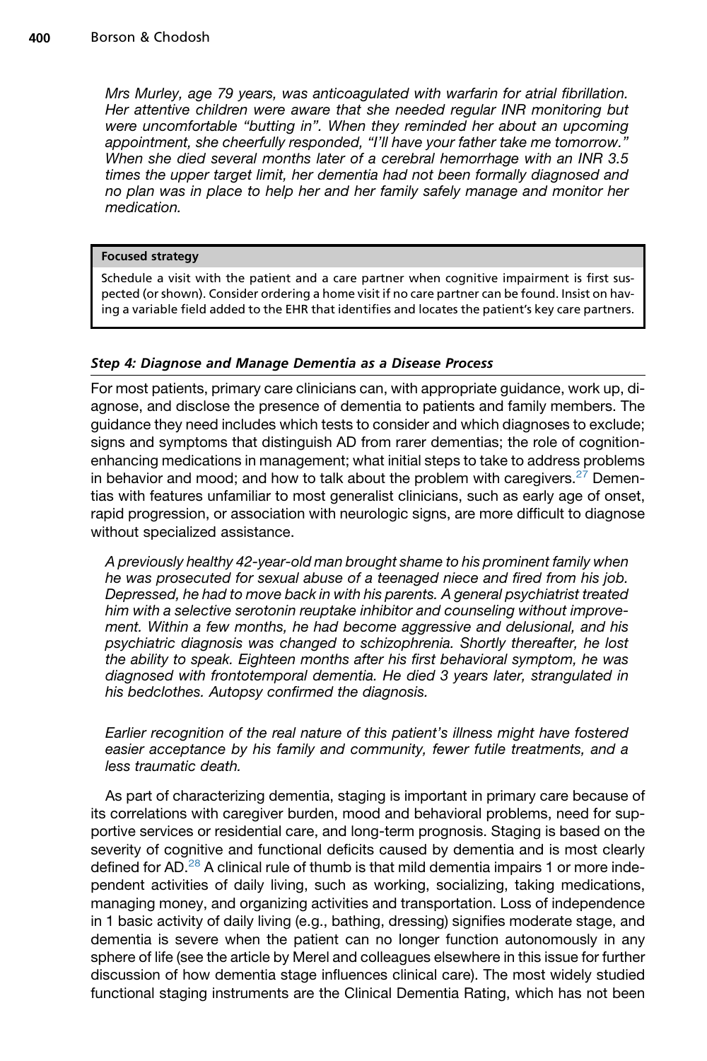*Mrs Murley, age 79 years, was anticoagulated with warfarin for atrial fibrillation. Her attentive children were aware that she needed regular INR monitoring but were uncomfortable "butting in". When they reminded her about an upcoming appointment, she cheerfully responded, "I'll have your father take me tomorrow." When she died several months later of a cerebral hemorrhage with an INR 3.5 times the upper target limit, her dementia had not been formally diagnosed and no plan was in place to help her and her family safely manage and monitor her medication.*

> **Focused strategy**
>
> Schedule a visit with the patient and a care partner when cognitive impairment is first suspected (or shown). Consider ordering a home visit if no care partner can be found. Insist on having a variable field added to the EHR that identifies and locates the patient's key care partners.

### *Step 4: Diagnose and Manage Dementia as a Disease Process*

For most patients, primary care clinicians can, with appropriate guidance, work up, diagnose, and disclose the presence of dementia to patients and family members. The guidance they need includes which tests to consider and which diagnoses to exclude; signs and symptoms that distinguish AD from rarer dementias; the role of cognition-enhancing medications in management; what initial steps to take to address problems in behavior and mood; and how to talk about the problem with caregivers.[27] Dementias with features unfamiliar to most generalist clinicians, such as early age of onset, rapid progression, or association with neurologic signs, are more difficult to diagnose without specialized assistance.

*A previously healthy 42-year-old man brought shame to his prominent family when he was prosecuted for sexual abuse of a teenaged niece and fired from his job. Depressed, he had to move back in with his parents. A general psychiatrist treated him with a selective serotonin reuptake inhibitor and counseling without improvement. Within a few months, he had become aggressive and delusional, and his psychiatric diagnosis was changed to schizophrenia. Shortly thereafter, he lost the ability to speak. Eighteen months after his first behavioral symptom, he was diagnosed with frontotemporal dementia. He died 3 years later, strangulated in his bedclothes. Autopsy confirmed the diagnosis.*

*Earlier recognition of the real nature of this patient's illness might have fostered easier acceptance by his family and community, fewer futile treatments, and a less traumatic death.*

As part of characterizing dementia, staging is important in primary care because of its correlations with caregiver burden, mood and behavioral problems, need for supportive services or residential care, and long-term prognosis. Staging is based on the severity of cognitive and functional deficits caused by dementia and is most clearly defined for AD.[28] A clinical rule of thumb is that mild dementia impairs 1 or more independent activities of daily living, such as working, socializing, taking medications, managing money, and organizing activities and transportation. Loss of independence in 1 basic activity of daily living (e.g., bathing, dressing) signifies moderate stage, and dementia is severe when the patient can no longer function autonomously in any sphere of life (see the article by Merel and colleagues elsewhere in this issue for further discussion of how dementia stage influences clinical care). The most widely studied functional staging instruments are the Clinical Dementia Rating, which has not been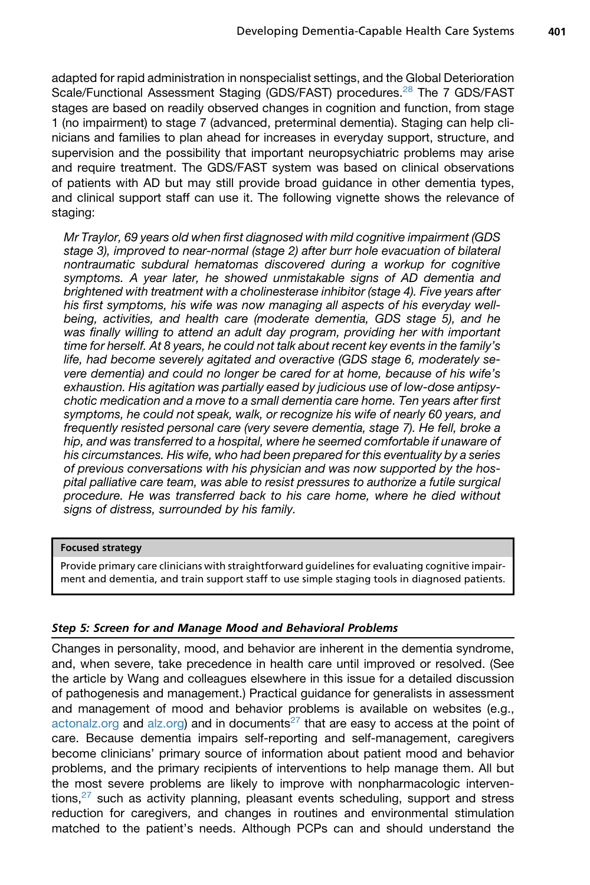adapted for rapid administration in nonspecialist settings, and the Global Deterioration Scale/Functional Assessment Staging (GDS/FAST) procedures.[28] The 7 GDS/FAST stages are based on readily observed changes in cognition and function, from stage 1 (no impairment) to stage 7 (advanced, preterminal dementia). Staging can help clinicians and families to plan ahead for increases in everyday support, structure, and supervision and the possibility that important neuropsychiatric problems may arise and require treatment. The GDS/FAST system was based on clinical observations of patients with AD but may still provide broad guidance in other dementia types, and clinical support staff can use it. The following vignette shows the relevance of staging:

> *Mr Traylor, 69 years old when first diagnosed with mild cognitive impairment (GDS stage 3), improved to near-normal (stage 2) after burr hole evacuation of bilateral nontraumatic subdural hematomas discovered during a workup for cognitive symptoms. A year later, he showed unmistakable signs of AD dementia and brightened with treatment with a cholinesterase inhibitor (stage 4). Five years after his first symptoms, his wife was now managing all aspects of his everyday well-being, activities, and health care (moderate dementia, GDS stage 5), and he was finally willing to attend an adult day program, providing her with important time for herself. At 8 years, he could not talk about recent key events in the family's life, had become severely agitated and overactive (GDS stage 6, moderately severe dementia) and could no longer be cared for at home, because of his wife's exhaustion. His agitation was partially eased by judicious use of low-dose antipsychotic medication and a move to a small dementia care home. Ten years after first symptoms, he could not speak, walk, or recognize his wife of nearly 60 years, and frequently resisted personal care (very severe dementia, stage 7). He fell, broke a hip, and was transferred to a hospital, where he seemed comfortable if unaware of his circumstances. His wife, who had been prepared for this eventuality by a series of previous conversations with his physician and was now supported by the hospital palliative care team, was able to resist pressures to authorize a futile surgical procedure. He was transferred back to his care home, where he died without signs of distress, surrounded by his family.*

**Focused strategy**

Provide primary care clinicians with straightforward guidelines for evaluating cognitive impairment and dementia, and train support staff to use simple staging tools in diagnosed patients.

#### *Step 5: Screen for and Manage Mood and Behavioral Problems*

Changes in personality, mood, and behavior are inherent in the dementia syndrome, and, when severe, take precedence in health care until improved or resolved. (See the article by Wang and colleagues elsewhere in this issue for a detailed discussion of pathogenesis and management.) Practical guidance for generalists in assessment and management of mood and behavior problems is available on websites (e.g., actonalz.org and alz.org) and in documents[27] that are easy to access at the point of care. Because dementia impairs self-reporting and self-management, caregivers become clinicians' primary source of information about patient mood and behavior problems, and the primary recipients of interventions to help manage them. All but the most severe problems are likely to improve with nonpharmacologic interventions,[27] such as activity planning, pleasant events scheduling, support and stress reduction for caregivers, and changes in routines and environmental stimulation matched to the patient's needs. Although PCPs can and should understand the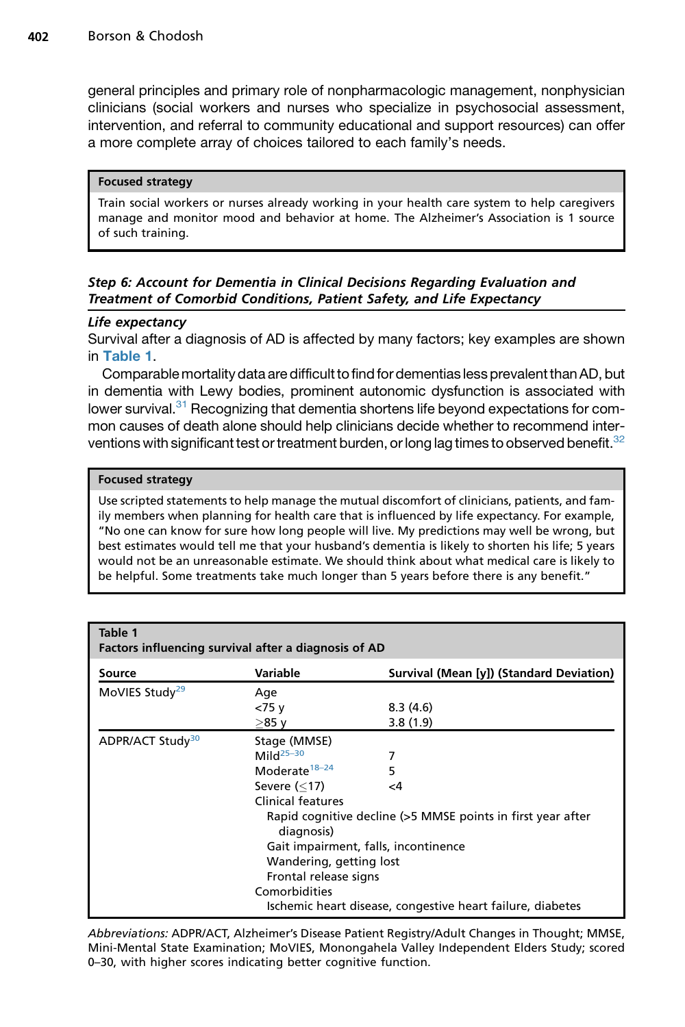general principles and primary role of nonpharmacologic management, nonphysician clinicians (social workers and nurses who specialize in psychosocial assessment, intervention, and referral to community educational and support resources) can offer a more complete array of choices tailored to each family's needs.

> **Focused strategy**
>
> Train social workers or nurses already working in your health care system to help caregivers manage and monitor mood and behavior at home. The Alzheimer's Association is 1 source of such training.

### *Step 6: Account for Dementia in Clinical Decisions Regarding Evaluation and Treatment of Comorbid Conditions, Patient Safety, and Life Expectancy*

#### *Life expectancy*

Survival after a diagnosis of AD is affected by many factors; key examples are shown in Table 1.

Comparable mortality data are difficult to find for dementias less prevalent than AD, but in dementia with Lewy bodies, prominent autonomic dysfunction is associated with lower survival.[31] Recognizing that dementia shortens life beyond expectations for common causes of death alone should help clinicians decide whether to recommend interventions with significant test or treatment burden, or long lag times to observed benefit.[32]

> **Focused strategy**
>
> Use scripted statements to help manage the mutual discomfort of clinicians, patients, and family members when planning for health care that is influenced by life expectancy. For example, "No one can know for sure how long people will live. My predictions may well be wrong, but best estimates would tell me that your husband's dementia is likely to shorten his life; 5 years would not be an unreasonable estimate. We should think about what medical care is likely to be helpful. Some treatments take much longer than 5 years before there is any benefit."

**Table 1**
**Factors influencing survival after a diagnosis of AD**

| Source | Variable | Survival (Mean [y]) (Standard Deviation) |
|---|---|---|
| MoVIES Study[29] | Age | |
| | <75 y | 8.3 (4.6) |
| | ≥85 y | 3.8 (1.9) |
| ADPR/ACT Study[30] | Stage (MMSE) | |
| | Mild[25–30] | 7 |
| | Moderate[18–24] | 5 |
| | Severe (≤17) | <4 |
| | Clinical features | |
| | Rapid cognitive decline (>5 MMSE points in first year after diagnosis) | |
| | Gait impairment, falls, incontinence | |
| | Wandering, getting lost | |
| | Frontal release signs | |
| | Comorbidities | |
| | Ischemic heart disease, congestive heart failure, diabetes | |

*Abbreviations:* ADPR/ACT, Alzheimer's Disease Patient Registry/Adult Changes in Thought; MMSE, Mini-Mental State Examination; MoVIES, Monongahela Valley Independent Elders Study; scored 0–30, with higher scores indicating better cognitive function.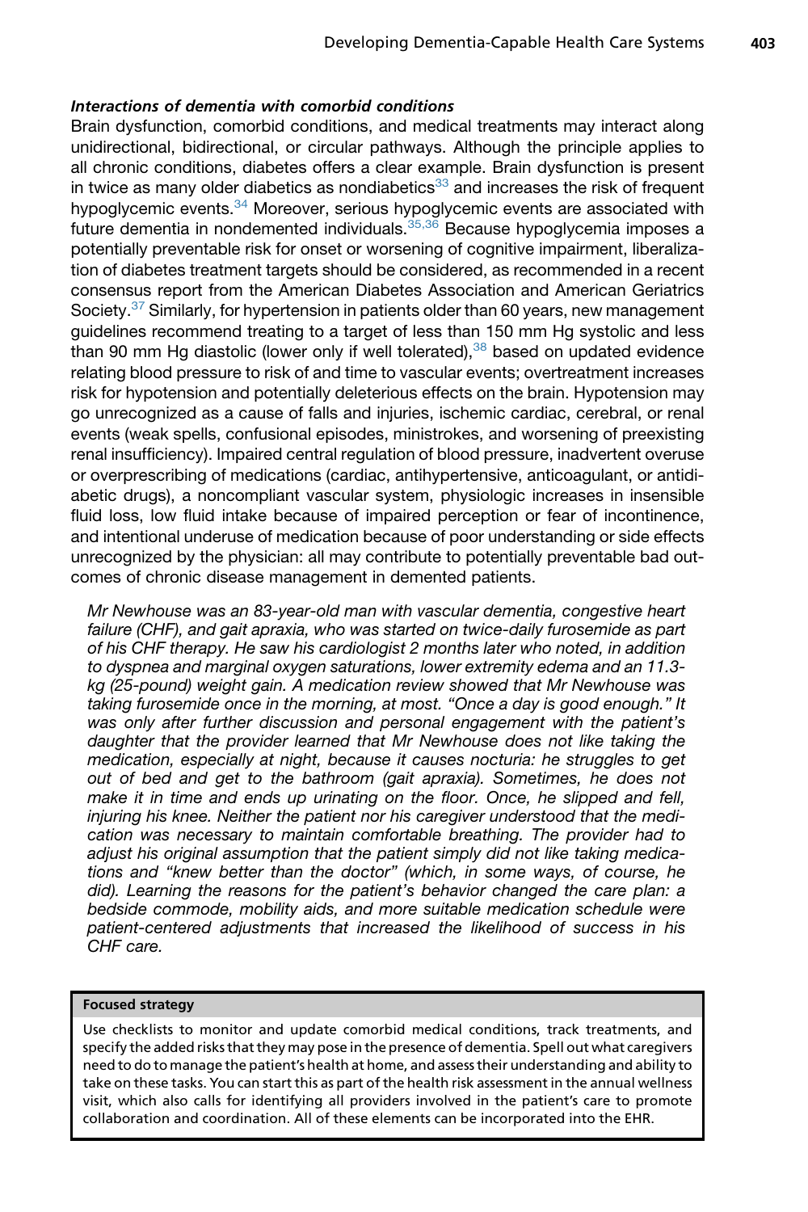#### *Interactions of dementia with comorbid conditions*

Brain dysfunction, comorbid conditions, and medical treatments may interact along unidirectional, bidirectional, or circular pathways. Although the principle applies to all chronic conditions, diabetes offers a clear example. Brain dysfunction is present in twice as many older diabetics as nondiabetics[33] and increases the risk of frequent hypoglycemic events.[34] Moreover, serious hypoglycemic events are associated with future dementia in nondemented individuals.[35,36] Because hypoglycemia imposes a potentially preventable risk for onset or worsening of cognitive impairment, liberalization of diabetes treatment targets should be considered, as recommended in a recent consensus report from the American Diabetes Association and American Geriatrics Society.[37] Similarly, for hypertension in patients older than 60 years, new management guidelines recommend treating to a target of less than 150 mm Hg systolic and less than 90 mm Hg diastolic (lower only if well tolerated),[38] based on updated evidence relating blood pressure to risk of and time to vascular events; overtreatment increases risk for hypotension and potentially deleterious effects on the brain. Hypotension may go unrecognized as a cause of falls and injuries, ischemic cardiac, cerebral, or renal events (weak spells, confusional episodes, ministrokes, and worsening of preexisting renal insufficiency). Impaired central regulation of blood pressure, inadvertent overuse or overprescribing of medications (cardiac, antihypertensive, anticoagulant, or antidiabetic drugs), a noncompliant vascular system, physiologic increases in insensible fluid loss, low fluid intake because of impaired perception or fear of incontinence, and intentional underuse of medication because of poor understanding or side effects unrecognized by the physician: all may contribute to potentially preventable bad outcomes of chronic disease management in demented patients.

*Mr Newhouse was an 83-year-old man with vascular dementia, congestive heart failure (CHF), and gait apraxia, who was started on twice-daily furosemide as part of his CHF therapy. He saw his cardiologist 2 months later who noted, in addition to dyspnea and marginal oxygen saturations, lower extremity edema and an 11.3-kg (25-pound) weight gain. A medication review showed that Mr Newhouse was taking furosemide once in the morning, at most. "Once a day is good enough." It was only after further discussion and personal engagement with the patient's daughter that the provider learned that Mr Newhouse does not like taking the medication, especially at night, because it causes nocturia: he struggles to get out of bed and get to the bathroom (gait apraxia). Sometimes, he does not make it in time and ends up urinating on the floor. Once, he slipped and fell, injuring his knee. Neither the patient nor his caregiver understood that the medication was necessary to maintain comfortable breathing. The provider had to adjust his original assumption that the patient simply did not like taking medications and "knew better than the doctor" (which, in some ways, of course, he did). Learning the reasons for the patient's behavior changed the care plan: a bedside commode, mobility aids, and more suitable medication schedule were patient-centered adjustments that increased the likelihood of success in his CHF care.*

**Focused strategy**

Use checklists to monitor and update comorbid medical conditions, track treatments, and specify the added risks that they may pose in the presence of dementia. Spell out what caregivers need to do to manage the patient's health at home, and assess their understanding and ability to take on these tasks. You can start this as part of the health risk assessment in the annual wellness visit, which also calls for identifying all providers involved in the patient's care to promote collaboration and coordination. All of these elements can be incorporated into the EHR.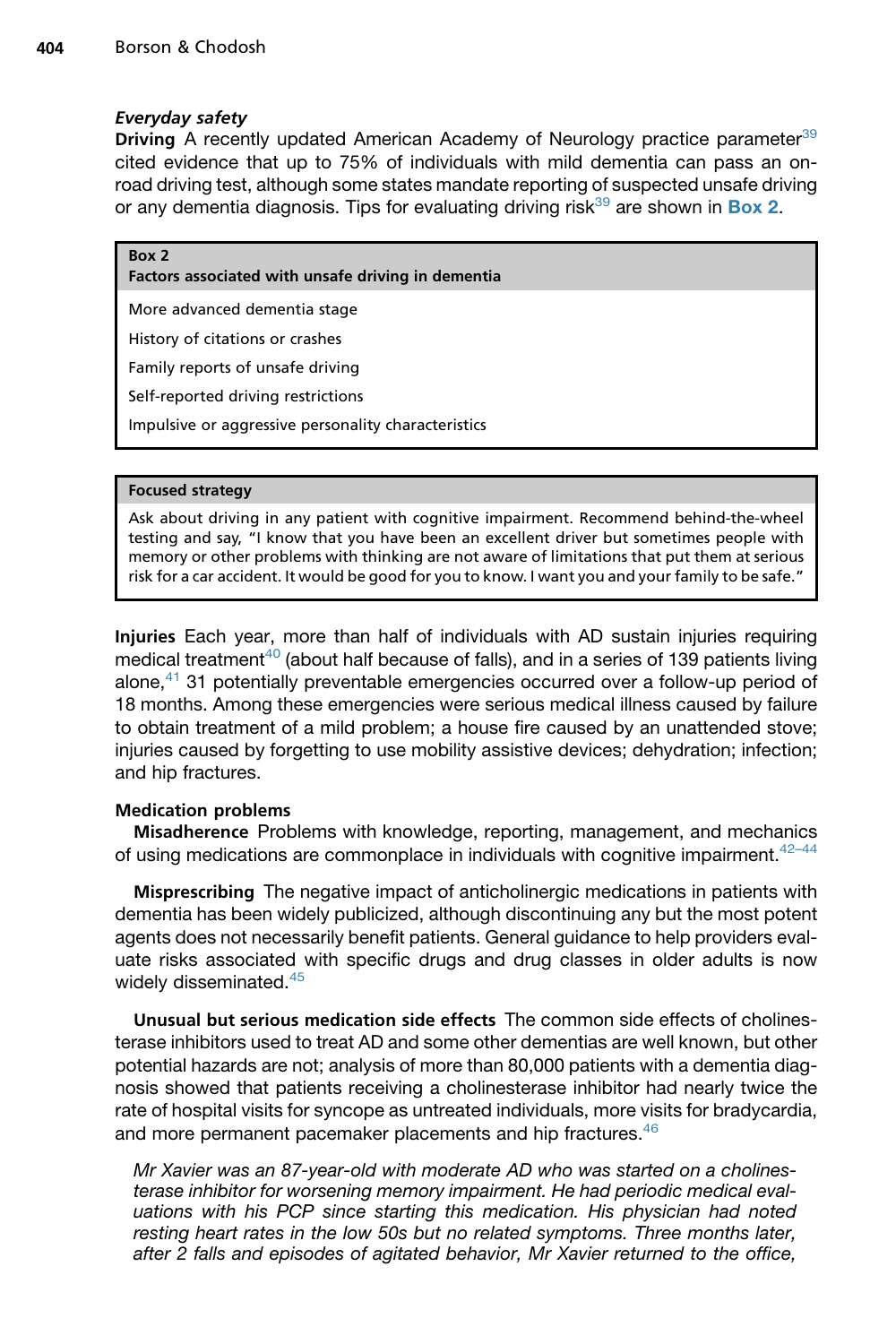### *Everyday safety*

**Driving** A recently updated American Academy of Neurology practice parameter[39] cited evidence that up to 75% of individuals with mild dementia can pass an on-road driving test, although some states mandate reporting of suspected unsafe driving or any dementia diagnosis. Tips for evaluating driving risk[39] are shown in **Box 2**.

> **Box 2**
> **Factors associated with unsafe driving in dementia**
>
> More advanced dementia stage
>
> History of citations or crashes
>
> Family reports of unsafe driving
>
> Self-reported driving restrictions
>
> Impulsive or aggressive personality characteristics

> **Focused strategy**
>
> Ask about driving in any patient with cognitive impairment. Recommend behind-the-wheel testing and say, "I know that you have been an excellent driver but sometimes people with memory or other problems with thinking are not aware of limitations that put them at serious risk for a car accident. It would be good for you to know. I want you and your family to be safe."

**Injuries** Each year, more than half of individuals with AD sustain injuries requiring medical treatment[40] (about half because of falls), and in a series of 139 patients living alone,[41] 31 potentially preventable emergencies occurred over a follow-up period of 18 months. Among these emergencies were serious medical illness caused by failure to obtain treatment of a mild problem; a house fire caused by an unattended stove; injuries caused by forgetting to use mobility assistive devices; dehydration; infection; and hip fractures.

**Medication problems**

**Misadherence** Problems with knowledge, reporting, management, and mechanics of using medications are commonplace in individuals with cognitive impairment.[42–44]

**Misprescribing** The negative impact of anticholinergic medications in patients with dementia has been widely publicized, although discontinuing any but the most potent agents does not necessarily benefit patients. General guidance to help providers evaluate risks associated with specific drugs and drug classes in older adults is now widely disseminated.[45]

**Unusual but serious medication side effects** The common side effects of cholinesterase inhibitors used to treat AD and some other dementias are well known, but other potential hazards are not; analysis of more than 80,000 patients with a dementia diagnosis showed that patients receiving a cholinesterase inhibitor had nearly twice the rate of hospital visits for syncope as untreated individuals, more visits for bradycardia, and more permanent pacemaker placements and hip fractures.[46]

*Mr Xavier was an 87-year-old with moderate AD who was started on a cholinesterase inhibitor for worsening memory impairment. He had periodic medical evaluations with his PCP since starting this medication. His physician had noted resting heart rates in the low 50s but no related symptoms. Three months later, after 2 falls and episodes of agitated behavior, Mr Xavier returned to the office,*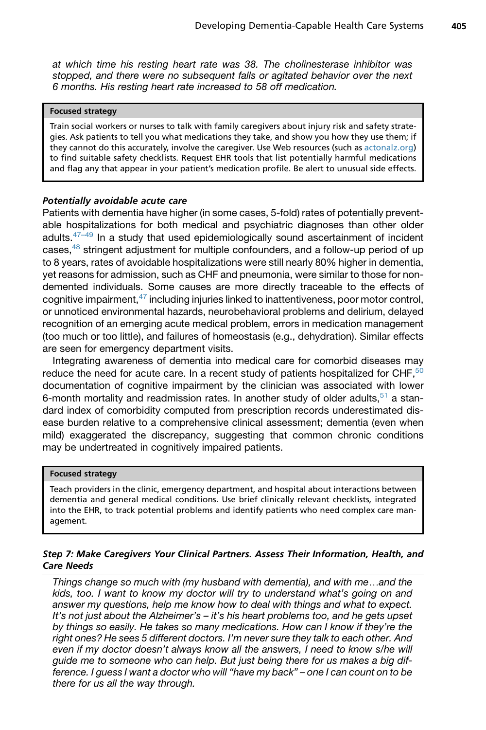*at which time his resting heart rate was 38. The cholinesterase inhibitor was stopped, and there were no subsequent falls or agitated behavior over the next 6 months. His resting heart rate increased to 58 off medication.*

> **Focused strategy**
>
> Train social workers or nurses to talk with family caregivers about injury risk and safety strategies. Ask patients to tell you what medications they take, and show you how they use them; if they cannot do this accurately, involve the caregiver. Use Web resources (such as actonalz.org) to find suitable safety checklists. Request EHR tools that list potentially harmful medications and flag any that appear in your patient's medication profile. Be alert to unusual side effects.

#### *Potentially avoidable acute care*

Patients with dementia have higher (in some cases, 5-fold) rates of potentially preventable hospitalizations for both medical and psychiatric diagnoses than other older adults.[47–49] In a study that used epidemiologically sound ascertainment of incident cases,[48] stringent adjustment for multiple confounders, and a follow-up period of up to 8 years, rates of avoidable hospitalizations were still nearly 80% higher in dementia, yet reasons for admission, such as CHF and pneumonia, were similar to those for nondemented individuals. Some causes are more directly traceable to the effects of cognitive impairment,[47] including injuries linked to inattentiveness, poor motor control, or unnoticed environmental hazards, neurobehavioral problems and delirium, delayed recognition of an emerging acute medical problem, errors in medication management (too much or too little), and failures of homeostasis (e.g., dehydration). Similar effects are seen for emergency department visits.

Integrating awareness of dementia into medical care for comorbid diseases may reduce the need for acute care. In a recent study of patients hospitalized for CHF,[50] documentation of cognitive impairment by the clinician was associated with lower 6-month mortality and readmission rates. In another study of older adults,[51] a standard index of comorbidity computed from prescription records underestimated disease burden relative to a comprehensive clinical assessment; dementia (even when mild) exaggerated the discrepancy, suggesting that common chronic conditions may be undertreated in cognitively impaired patients.

> **Focused strategy**
>
> Teach providers in the clinic, emergency department, and hospital about interactions between dementia and general medical conditions. Use brief clinically relevant checklists, integrated into the EHR, to track potential problems and identify patients who need complex care management.

### *Step 7: Make Caregivers Your Clinical Partners. Assess Their Information, Health, and Care Needs*

*Things change so much with (my husband with dementia), and with me…and the kids, too. I want to know my doctor will try to understand what's going on and answer my questions, help me know how to deal with things and what to expect. It's not just about the Alzheimer's – it's his heart problems too, and he gets upset by things so easily. He takes so many medications. How can I know if they're the right ones? He sees 5 different doctors. I'm never sure they talk to each other. And even if my doctor doesn't always know all the answers, I need to know s/he will guide me to someone who can help. But just being there for us makes a big difference. I guess I want a doctor who will "have my back" – one I can count on to be there for us all the way through.*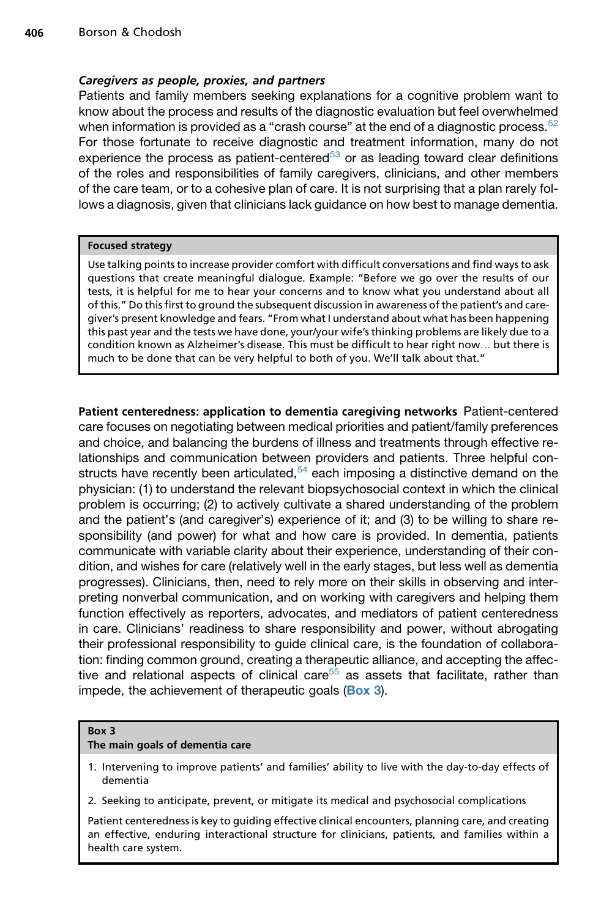### *Caregivers as people, proxies, and partners*

Patients and family members seeking explanations for a cognitive problem want to know about the process and results of the diagnostic evaluation but feel overwhelmed when information is provided as a "crash course" at the end of a diagnostic process.[52] For those fortunate to receive diagnostic and treatment information, many do not experience the process as patient-centered[53] or as leading toward clear definitions of the roles and responsibilities of family caregivers, clinicians, and other members of the care team, or to a cohesive plan of care. It is not surprising that a plan rarely follows a diagnosis, given that clinicians lack guidance on how best to manage dementia.

> **Focused strategy**
>
> Use talking points to increase provider comfort with difficult conversations and find ways to ask questions that create meaningful dialogue. Example: "Before we go over the results of our tests, it is helpful for me to hear your concerns and to know what you understand about all of this." Do this first to ground the subsequent discussion in awareness of the patient's and caregiver's present knowledge and fears. "From what I understand about what has been happening this past year and the tests we have done, your/your wife's thinking problems are likely due to a condition known as Alzheimer's disease. This must be difficult to hear right now… but there is much to be done that can be very helpful to both of you. We'll talk about that."

**Patient centeredness: application to dementia caregiving networks** Patient-centered care focuses on negotiating between medical priorities and patient/family preferences and choice, and balancing the burdens of illness and treatments through effective relationships and communication between providers and patients. Three helpful constructs have recently been articulated,[54] each imposing a distinctive demand on the physician: (1) to understand the relevant biopsychosocial context in which the clinical problem is occurring; (2) to actively cultivate a shared understanding of the problem and the patient's (and caregiver's) experience of it; and (3) to be willing to share responsibility (and power) for what and how care is provided. In dementia, patients communicate with variable clarity about their experience, understanding of their condition, and wishes for care (relatively well in the early stages, but less well as dementia progresses). Clinicians, then, need to rely more on their skills in observing and interpreting nonverbal communication, and on working with caregivers and helping them function effectively as reporters, advocates, and mediators of patient centeredness in care. Clinicians' readiness to share responsibility and power, without abrogating their professional responsibility to guide clinical care, is the foundation of collaboration: finding common ground, creating a therapeutic alliance, and accepting the affective and relational aspects of clinical care[55] as assets that facilitate, rather than impede, the achievement of therapeutic goals (**Box 3**).

> **Box 3**
> **The main goals of dementia care**
>
> 1. Intervening to improve patients' and families' ability to live with the day-to-day effects of dementia
> 2. Seeking to anticipate, prevent, or mitigate its medical and psychosocial complications
>
> Patient centeredness is key to guiding effective clinical encounters, planning care, and creating an effective, enduring interactional structure for clinicians, patients, and families within a health care system.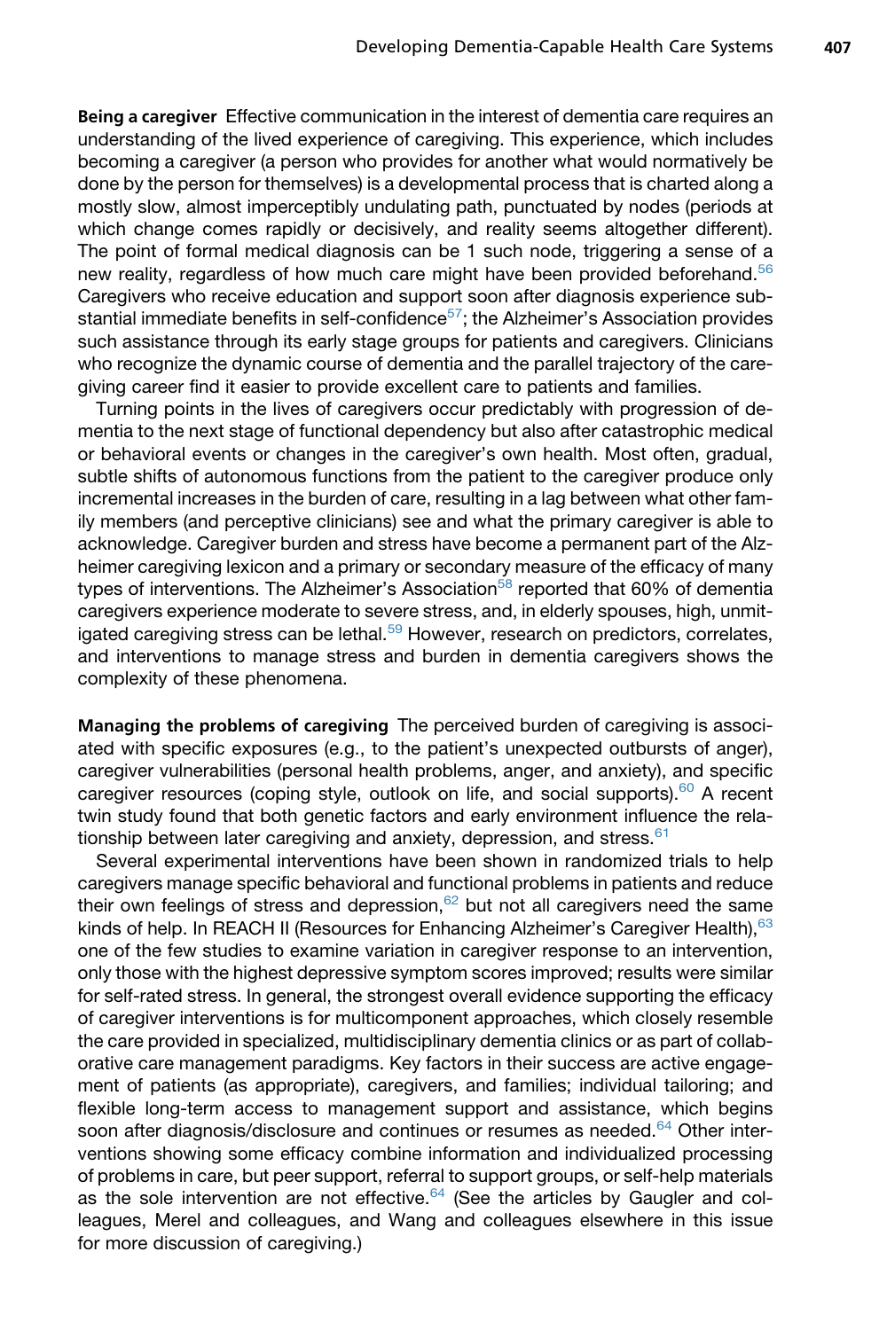**Being a caregiver** Effective communication in the interest of dementia care requires an understanding of the lived experience of caregiving. This experience, which includes becoming a caregiver (a person who provides for another what would normatively be done by the person for themselves) is a developmental process that is charted along a mostly slow, almost imperceptibly undulating path, punctuated by nodes (periods at which change comes rapidly or decisively, and reality seems altogether different). The point of formal medical diagnosis can be 1 such node, triggering a sense of a new reality, regardless of how much care might have been provided beforehand.[56] Caregivers who receive education and support soon after diagnosis experience substantial immediate benefits in self-confidence[57]; the Alzheimer's Association provides such assistance through its early stage groups for patients and caregivers. Clinicians who recognize the dynamic course of dementia and the parallel trajectory of the caregiving career find it easier to provide excellent care to patients and families.

Turning points in the lives of caregivers occur predictably with progression of dementia to the next stage of functional dependency but also after catastrophic medical or behavioral events or changes in the caregiver's own health. Most often, gradual, subtle shifts of autonomous functions from the patient to the caregiver produce only incremental increases in the burden of care, resulting in a lag between what other family members (and perceptive clinicians) see and what the primary caregiver is able to acknowledge. Caregiver burden and stress have become a permanent part of the Alzheimer caregiving lexicon and a primary or secondary measure of the efficacy of many types of interventions. The Alzheimer's Association[58] reported that 60% of dementia caregivers experience moderate to severe stress, and, in elderly spouses, high, unmitigated caregiving stress can be lethal.[59] However, research on predictors, correlates, and interventions to manage stress and burden in dementia caregivers shows the complexity of these phenomena.

**Managing the problems of caregiving** The perceived burden of caregiving is associated with specific exposures (e.g., to the patient's unexpected outbursts of anger), caregiver vulnerabilities (personal health problems, anger, and anxiety), and specific caregiver resources (coping style, outlook on life, and social supports).[60] A recent twin study found that both genetic factors and early environment influence the relationship between later caregiving and anxiety, depression, and stress.[61]

Several experimental interventions have been shown in randomized trials to help caregivers manage specific behavioral and functional problems in patients and reduce their own feelings of stress and depression,[62] but not all caregivers need the same kinds of help. In REACH II (Resources for Enhancing Alzheimer's Caregiver Health),[63] one of the few studies to examine variation in caregiver response to an intervention, only those with the highest depressive symptom scores improved; results were similar for self-rated stress. In general, the strongest overall evidence supporting the efficacy of caregiver interventions is for multicomponent approaches, which closely resemble the care provided in specialized, multidisciplinary dementia clinics or as part of collaborative care management paradigms. Key factors in their success are active engagement of patients (as appropriate), caregivers, and families; individual tailoring; and flexible long-term access to management support and assistance, which begins soon after diagnosis/disclosure and continues or resumes as needed.[64] Other interventions showing some efficacy combine information and individualized processing of problems in care, but peer support, referral to support groups, or self-help materials as the sole intervention are not effective.[64] (See the articles by Gaugler and colleagues, Merel and colleagues, and Wang and colleagues elsewhere in this issue for more discussion of caregiving.)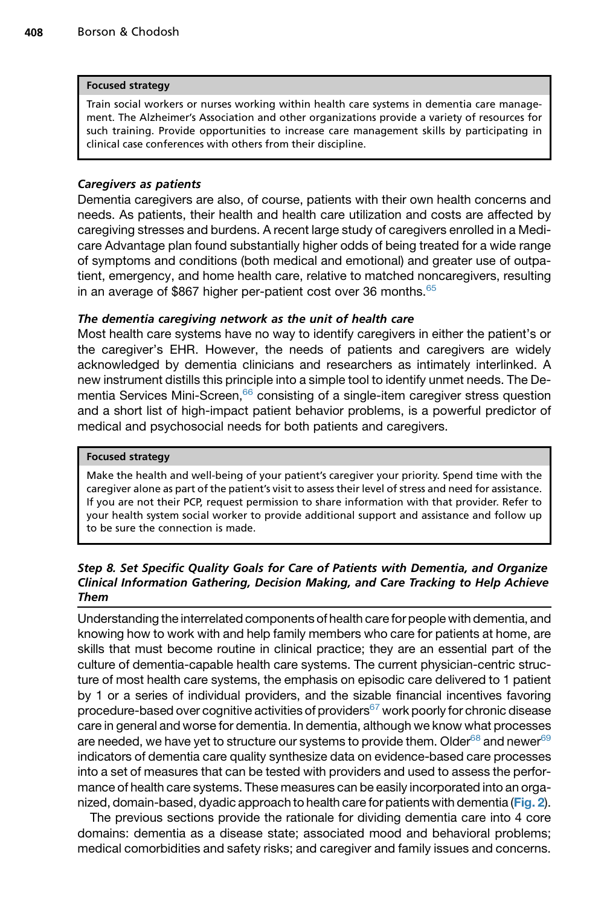> **Focused strategy**
>
> Train social workers or nurses working within health care systems in dementia care management. The Alzheimer's Association and other organizations provide a variety of resources for such training. Provide opportunities to increase care management skills by participating in clinical case conferences with others from their discipline.

#### *Caregivers as patients*

Dementia caregivers are also, of course, patients with their own health concerns and needs. As patients, their health and health care utilization and costs are affected by caregiving stresses and burdens. A recent large study of caregivers enrolled in a Medicare Advantage plan found substantially higher odds of being treated for a wide range of symptoms and conditions (both medical and emotional) and greater use of outpatient, emergency, and home health care, relative to matched noncaregivers, resulting in an average of $867 higher per-patient cost over 36 months.[65]

#### *The dementia caregiving network as the unit of health care*

Most health care systems have no way to identify caregivers in either the patient's or the caregiver's EHR. However, the needs of patients and caregivers are widely acknowledged by dementia clinicians and researchers as intimately interlinked. A new instrument distills this principle into a simple tool to identify unmet needs. The Dementia Services Mini-Screen,[66] consisting of a single-item caregiver stress question and a short list of high-impact patient behavior problems, is a powerful predictor of medical and psychosocial needs for both patients and caregivers.

> **Focused strategy**
>
> Make the health and well-being of your patient's caregiver your priority. Spend time with the caregiver alone as part of the patient's visit to assess their level of stress and need for assistance. If you are not their PCP, request permission to share information with that provider. Refer to your health system social worker to provide additional support and assistance and follow up to be sure the connection is made.

### *Step 8. Set Specific Quality Goals for Care of Patients with Dementia, and Organize Clinical Information Gathering, Decision Making, and Care Tracking to Help Achieve Them*

Understanding the interrelated components of health care for people with dementia, and knowing how to work with and help family members who care for patients at home, are skills that must become routine in clinical practice; they are an essential part of the culture of dementia-capable health care systems. The current physician-centric structure of most health care systems, the emphasis on episodic care delivered to 1 patient by 1 or a series of individual providers, and the sizable financial incentives favoring procedure-based over cognitive activities of providers[67] work poorly for chronic disease care in general and worse for dementia. In dementia, although we know what processes are needed, we have yet to structure our systems to provide them. Older[68] and newer[69] indicators of dementia care quality synthesize data on evidence-based care processes into a set of measures that can be tested with providers and used to assess the performance of health care systems. These measures can be easily incorporated into an organized, domain-based, dyadic approach to health care for patients with dementia (Fig. 2).

The previous sections provide the rationale for dividing dementia care into 4 core domains: dementia as a disease state; associated mood and behavioral problems; medical comorbidities and safety risks; and caregiver and family issues and concerns.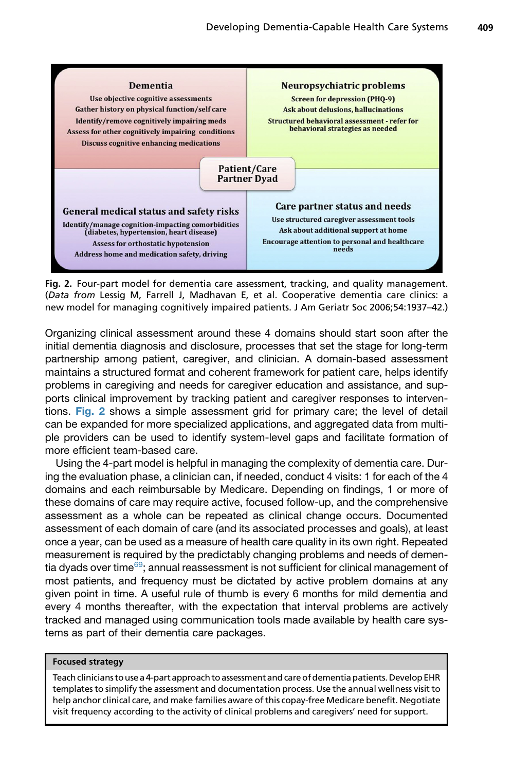**Dementia**

Use objective cognitive assessments
Gather history on physical function/self care
Identify/remove cognitively impairing meds
Assess for other cognitively impairing conditions
Discuss cognitive enhancing medications

**Neuropsychiatric problems**

Screen for depression (PHQ-9)
Ask about delusions, hallucinations
Structured behavioral assessment - refer for behavioral strategies as needed

**Patient/Care Partner Dyad**

**General medical status and safety risks**

Identify/manage cognition-impacting comorbidities (diabetes, hypertension, heart disease)
Assess for orthostatic hypotension
Address home and medication safety, driving

**Care partner status and needs**

Use structured caregiver assessment tools
Ask about additional support at home
Encourage attention to personal and healthcare needs

**Fig. 2.** Four-part model for dementia care assessment, tracking, and quality management. (*Data from* Lessig M, Farrell J, Madhavan E, et al. Cooperative dementia care clinics: a new model for managing cognitively impaired patients. J Am Geriatr Soc 2006;54:1937–42.)

Organizing clinical assessment around these 4 domains should start soon after the initial dementia diagnosis and disclosure, processes that set the stage for long-term partnership among patient, caregiver, and clinician. A domain-based assessment maintains a structured format and coherent framework for patient care, helps identify problems in caregiving and needs for caregiver education and assistance, and supports clinical improvement by tracking patient and caregiver responses to interventions. Fig. 2 shows a simple assessment grid for primary care; the level of detail can be expanded for more specialized applications, and aggregated data from multiple providers can be used to identify system-level gaps and facilitate formation of more efficient team-based care.

Using the 4-part model is helpful in managing the complexity of dementia care. During the evaluation phase, a clinician can, if needed, conduct 4 visits: 1 for each of the 4 domains and each reimbursable by Medicare. Depending on findings, 1 or more of these domains of care may require active, focused follow-up, and the comprehensive assessment as a whole can be repeated as clinical change occurs. Documented assessment of each domain of care (and its associated processes and goals), at least once a year, can be used as a measure of health care quality in its own right. Repeated measurement is required by the predictably changing problems and needs of dementia dyads over time[69]; annual reassessment is not sufficient for clinical management of most patients, and frequency must be dictated by active problem domains at any given point in time. A useful rule of thumb is every 6 months for mild dementia and every 4 months thereafter, with the expectation that interval problems are actively tracked and managed using communication tools made available by health care systems as part of their dementia care packages.

| **Focused strategy** |
|---|
| Teach clinicians to use a 4-part approach to assessment and care of dementia patients. Develop EHR templates to simplify the assessment and documentation process. Use the annual wellness visit to help anchor clinical care, and make families aware of this copay-free Medicare benefit. Negotiate visit frequency according to the activity of clinical problems and caregivers' need for support. |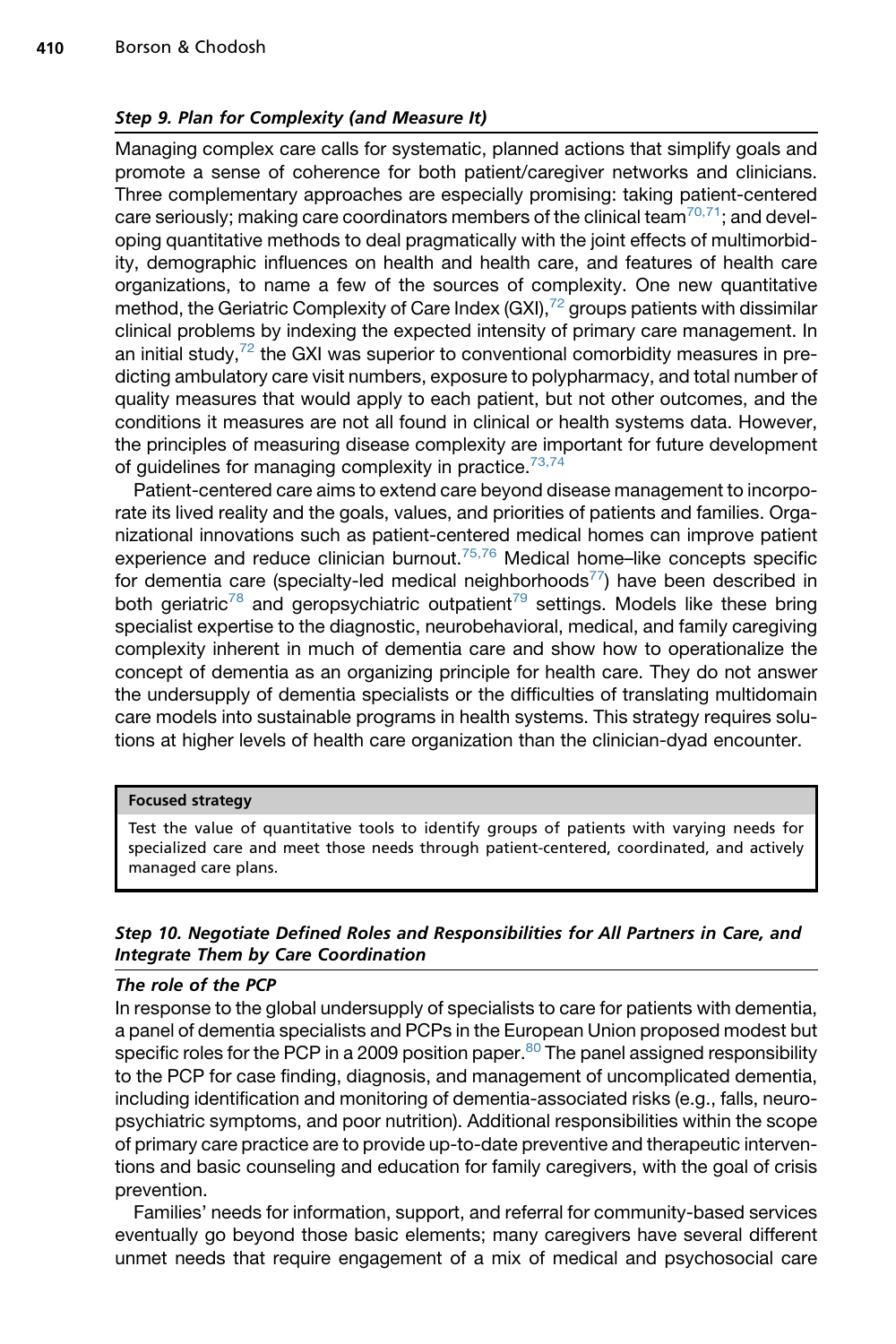### *Step 9. Plan for Complexity (and Measure It)*

Managing complex care calls for systematic, planned actions that simplify goals and promote a sense of coherence for both patient/caregiver networks and clinicians. Three complementary approaches are especially promising: taking patient-centered care seriously; making care coordinators members of the clinical team[70,71]; and developing quantitative methods to deal pragmatically with the joint effects of multimorbidity, demographic influences on health and health care, and features of health care organizations, to name a few of the sources of complexity. One new quantitative method, the Geriatric Complexity of Care Index (GXI),[72] groups patients with dissimilar clinical problems by indexing the expected intensity of primary care management. In an initial study,[72] the GXI was superior to conventional comorbidity measures in predicting ambulatory care visit numbers, exposure to polypharmacy, and total number of quality measures that would apply to each patient, but not other outcomes, and the conditions it measures are not all found in clinical or health systems data. However, the principles of measuring disease complexity are important for future development of guidelines for managing complexity in practice.[73,74]

Patient-centered care aims to extend care beyond disease management to incorporate its lived reality and the goals, values, and priorities of patients and families. Organizational innovations such as patient-centered medical homes can improve patient experience and reduce clinician burnout.[75,76] Medical home–like concepts specific for dementia care (specialty-led medical neighborhoods[77]) have been described in both geriatric[78] and geropsychiatric outpatient[79] settings. Models like these bring specialist expertise to the diagnostic, neurobehavioral, medical, and family caregiving complexity inherent in much of dementia care and show how to operationalize the concept of dementia as an organizing principle for health care. They do not answer the undersupply of dementia specialists or the difficulties of translating multidomain care models into sustainable programs in health systems. This strategy requires solutions at higher levels of health care organization than the clinician-dyad encounter.

**Focused strategy**

Test the value of quantitative tools to identify groups of patients with varying needs for specialized care and meet those needs through patient-centered, coordinated, and actively managed care plans.

### *Step 10. Negotiate Defined Roles and Responsibilities for All Partners in Care, and Integrate Them by Care Coordination*

#### *The role of the PCP*

In response to the global undersupply of specialists to care for patients with dementia, a panel of dementia specialists and PCPs in the European Union proposed modest but specific roles for the PCP in a 2009 position paper.[80] The panel assigned responsibility to the PCP for case finding, diagnosis, and management of uncomplicated dementia, including identification and monitoring of dementia-associated risks (e.g., falls, neuropsychiatric symptoms, and poor nutrition). Additional responsibilities within the scope of primary care practice are to provide up-to-date preventive and therapeutic interventions and basic counseling and education for family caregivers, with the goal of crisis prevention.

Families' needs for information, support, and referral for community-based services eventually go beyond those basic elements; many caregivers have several different unmet needs that require engagement of a mix of medical and psychosocial care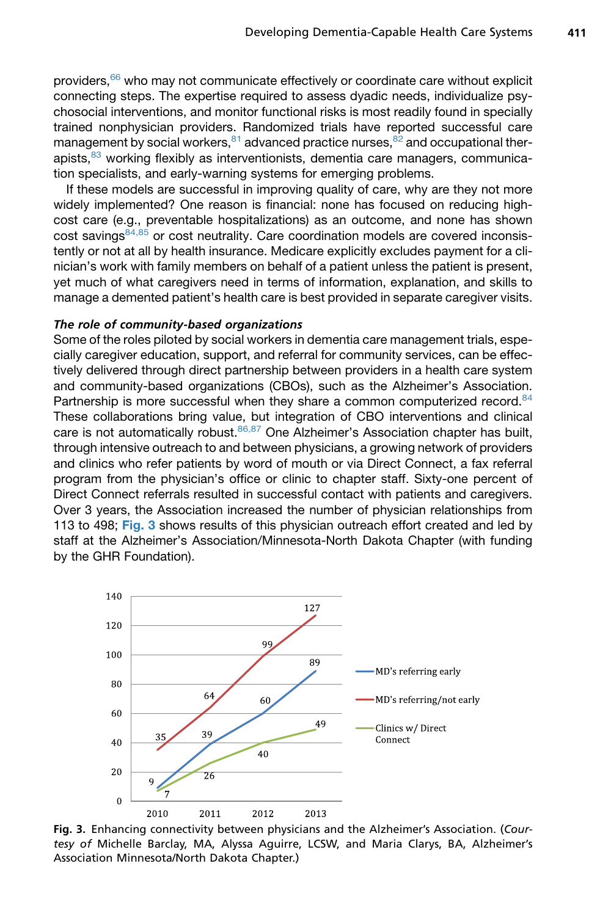providers,[66] who may not communicate effectively or coordinate care without explicit connecting steps. The expertise required to assess dyadic needs, individualize psychosocial interventions, and monitor functional risks is most readily found in specially trained nonphysician providers. Randomized trials have reported successful care management by social workers,[81] advanced practice nurses,[82] and occupational therapists,[83] working flexibly as interventionists, dementia care managers, communication specialists, and early-warning systems for emerging problems.

If these models are successful in improving quality of care, why are they not more widely implemented? One reason is financial: none has focused on reducing high-cost care (e.g., preventable hospitalizations) as an outcome, and none has shown cost savings[84,85] or cost neutrality. Care coordination models are covered inconsistently or not at all by health insurance. Medicare explicitly excludes payment for a clinician's work with family members on behalf of a patient unless the patient is present, yet much of what caregivers need in terms of information, explanation, and skills to manage a demented patient's health care is best provided in separate caregiver visits.

***The role of community-based organizations***

Some of the roles piloted by social workers in dementia care management trials, especially caregiver education, support, and referral for community services, can be effectively delivered through direct partnership between providers in a health care system and community-based organizations (CBOs), such as the Alzheimer's Association. Partnership is more successful when they share a common computerized record.[84] These collaborations bring value, but integration of CBO interventions and clinical care is not automatically robust.[86,87] One Alzheimer's Association chapter has built, through intensive outreach to and between physicians, a growing network of providers and clinics who refer patients by word of mouth or via Direct Connect, a fax referral program from the physician's office or clinic to chapter staff. Sixty-one percent of Direct Connect referrals resulted in successful contact with patients and caregivers. Over 3 years, the Association increased the number of physician relationships from 113 to 498; **Fig. 3** shows results of this physician outreach effort created and led by staff at the Alzheimer's Association/Minnesota-North Dakota Chapter (with funding by the GHR Foundation).

140
120
100
80
60
40
20
0

2010 2011 2012 2013

35 64 99 127
9 39 60 89
7 26 40 49

MD's referring early
MD's referring/not early
Clinics w/ Direct Connect

**Fig. 3.** Enhancing connectivity between physicians and the Alzheimer's Association. (*Courtesy of* Michelle Barclay, MA, Alyssa Aguirre, LCSW, and Maria Clarys, BA, Alzheimer's Association Minnesota/North Dakota Chapter.)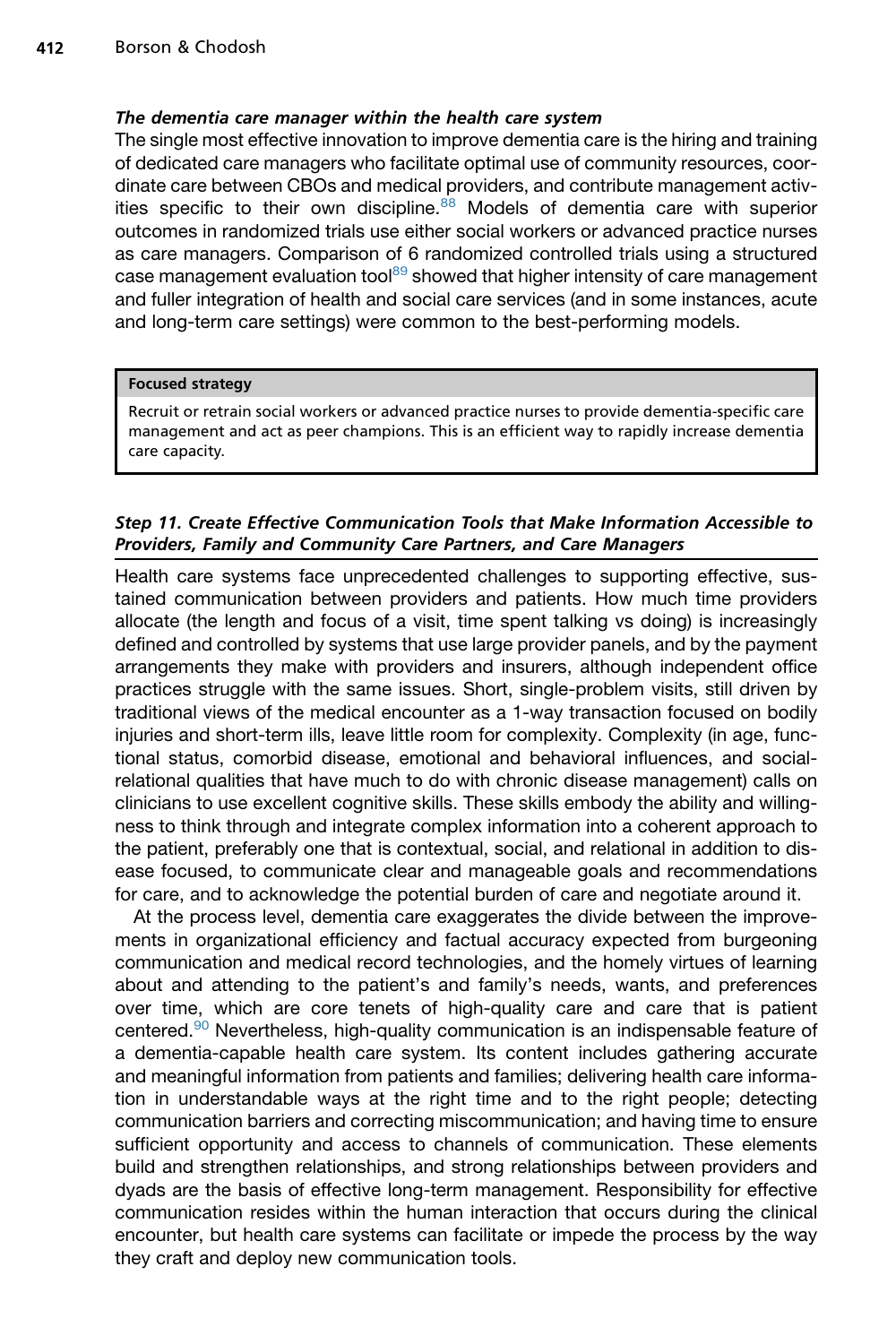#### *The dementia care manager within the health care system*

The single most effective innovation to improve dementia care is the hiring and training of dedicated care managers who facilitate optimal use of community resources, coordinate care between CBOs and medical providers, and contribute management activities specific to their own discipline.[88] Models of dementia care with superior outcomes in randomized trials use either social workers or advanced practice nurses as care managers. Comparison of 6 randomized controlled trials using a structured case management evaluation tool[89] showed that higher intensity of care management and fuller integration of health and social care services (and in some instances, acute and long-term care settings) were common to the best-performing models.

> **Focused strategy**
>
> Recruit or retrain social workers or advanced practice nurses to provide dementia-specific care management and act as peer champions. This is an efficient way to rapidly increase dementia care capacity.

### *Step 11. Create Effective Communication Tools that Make Information Accessible to Providers, Family and Community Care Partners, and Care Managers*

Health care systems face unprecedented challenges to supporting effective, sustained communication between providers and patients. How much time providers allocate (the length and focus of a visit, time spent talking vs doing) is increasingly defined and controlled by systems that use large provider panels, and by the payment arrangements they make with providers and insurers, although independent office practices struggle with the same issues. Short, single-problem visits, still driven by traditional views of the medical encounter as a 1-way transaction focused on bodily injuries and short-term ills, leave little room for complexity. Complexity (in age, functional status, comorbid disease, emotional and behavioral influences, and social-relational qualities that have much to do with chronic disease management) calls on clinicians to use excellent cognitive skills. These skills embody the ability and willingness to think through and integrate complex information into a coherent approach to the patient, preferably one that is contextual, social, and relational in addition to disease focused, to communicate clear and manageable goals and recommendations for care, and to acknowledge the potential burden of care and negotiate around it.

At the process level, dementia care exaggerates the divide between the improvements in organizational efficiency and factual accuracy expected from burgeoning communication and medical record technologies, and the homely virtues of learning about and attending to the patient's and family's needs, wants, and preferences over time, which are core tenets of high-quality care and care that is patient centered.[90] Nevertheless, high-quality communication is an indispensable feature of a dementia-capable health care system. Its content includes gathering accurate and meaningful information from patients and families; delivering health care information in understandable ways at the right time and to the right people; detecting communication barriers and correcting miscommunication; and having time to ensure sufficient opportunity and access to channels of communication. These elements build and strengthen relationships, and strong relationships between providers and dyads are the basis of effective long-term management. Responsibility for effective communication resides within the human interaction that occurs during the clinical encounter, but health care systems can facilitate or impede the process by the way they craft and deploy new communication tools.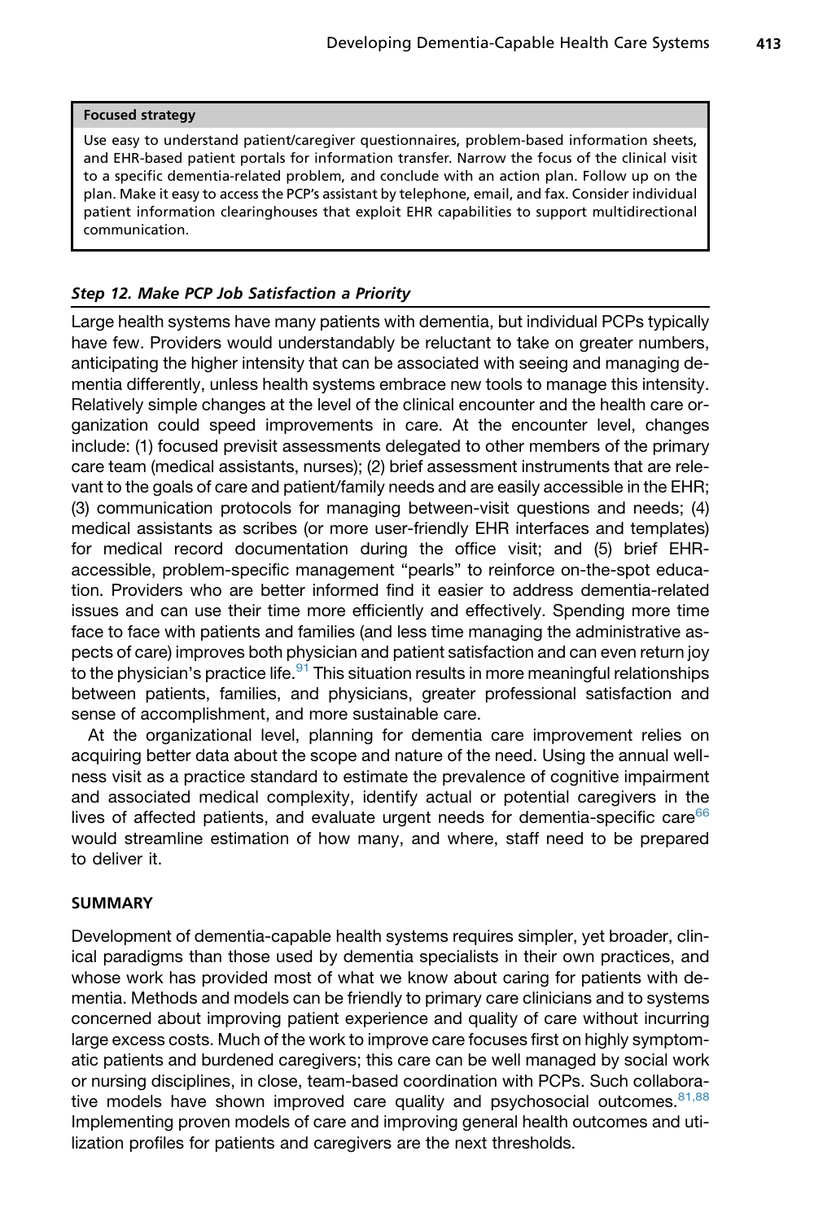**Focused strategy**

Use easy to understand patient/caregiver questionnaires, problem-based information sheets, and EHR-based patient portals for information transfer. Narrow the focus of the clinical visit to a specific dementia-related problem, and conclude with an action plan. Follow up on the plan. Make it easy to access the PCP's assistant by telephone, email, and fax. Consider individual patient information clearinghouses that exploit EHR capabilities to support multidirectional communication.

### *Step 12. Make PCP Job Satisfaction a Priority*

Large health systems have many patients with dementia, but individual PCPs typically have few. Providers would understandably be reluctant to take on greater numbers, anticipating the higher intensity that can be associated with seeing and managing dementia differently, unless health systems embrace new tools to manage this intensity. Relatively simple changes at the level of the clinical encounter and the health care organization could speed improvements in care. At the encounter level, changes include: (1) focused previsit assessments delegated to other members of the primary care team (medical assistants, nurses); (2) brief assessment instruments that are relevant to the goals of care and patient/family needs and are easily accessible in the EHR; (3) communication protocols for managing between-visit questions and needs; (4) medical assistants as scribes (or more user-friendly EHR interfaces and templates) for medical record documentation during the office visit; and (5) brief EHR-accessible, problem-specific management "pearls" to reinforce on-the-spot education. Providers who are better informed find it easier to address dementia-related issues and can use their time more efficiently and effectively. Spending more time face to face with patients and families (and less time managing the administrative aspects of care) improves both physician and patient satisfaction and can even return joy to the physician's practice life.[91] This situation results in more meaningful relationships between patients, families, and physicians, greater professional satisfaction and sense of accomplishment, and more sustainable care.

At the organizational level, planning for dementia care improvement relies on acquiring better data about the scope and nature of the need. Using the annual wellness visit as a practice standard to estimate the prevalence of cognitive impairment and associated medical complexity, identify actual or potential caregivers in the lives of affected patients, and evaluate urgent needs for dementia-specific care[66] would streamline estimation of how many, and where, staff need to be prepared to deliver it.

## SUMMARY

Development of dementia-capable health systems requires simpler, yet broader, clinical paradigms than those used by dementia specialists in their own practices, and whose work has provided most of what we know about caring for patients with dementia. Methods and models can be friendly to primary care clinicians and to systems concerned about improving patient experience and quality of care without incurring large excess costs. Much of the work to improve care focuses first on highly symptomatic patients and burdened caregivers; this care can be well managed by social work or nursing disciplines, in close, team-based coordination with PCPs. Such collaborative models have shown improved care quality and psychosocial outcomes.[81,88] Implementing proven models of care and improving general health outcomes and utilization profiles for patients and caregivers are the next thresholds.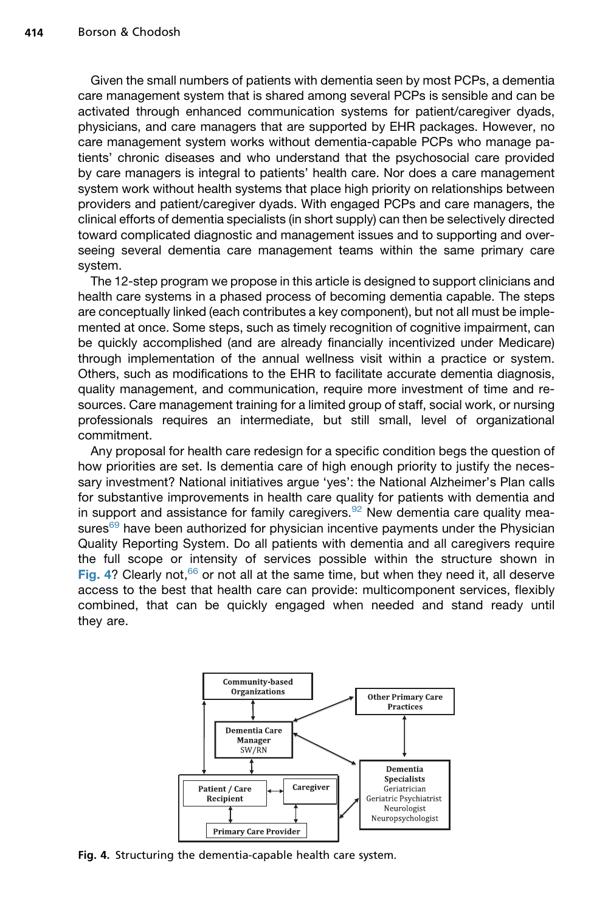Given the small numbers of patients with dementia seen by most PCPs, a dementia care management system that is shared among several PCPs is sensible and can be activated through enhanced communication systems for patient/caregiver dyads, physicians, and care managers that are supported by EHR packages. However, no care management system works without dementia-capable PCPs who manage patients' chronic diseases and who understand that the psychosocial care provided by care managers is integral to patients' health care. Nor does a care management system work without health systems that place high priority on relationships between providers and patient/caregiver dyads. With engaged PCPs and care managers, the clinical efforts of dementia specialists (in short supply) can then be selectively directed toward complicated diagnostic and management issues and to supporting and overseeing several dementia care management teams within the same primary care system.

The 12-step program we propose in this article is designed to support clinicians and health care systems in a phased process of becoming dementia capable. The steps are conceptually linked (each contributes a key component), but not all must be implemented at once. Some steps, such as timely recognition of cognitive impairment, can be quickly accomplished (and are already financially incentivized under Medicare) through implementation of the annual wellness visit within a practice or system. Others, such as modifications to the EHR to facilitate accurate dementia diagnosis, quality management, and communication, require more investment of time and resources. Care management training for a limited group of staff, social work, or nursing professionals requires an intermediate, but still small, level of organizational commitment.

Any proposal for health care redesign for a specific condition begs the question of how priorities are set. Is dementia care of high enough priority to justify the necessary investment? National initiatives argue 'yes': the National Alzheimer's Plan calls for substantive improvements in health care quality for patients with dementia and in support and assistance for family caregivers.[92] New dementia care quality measures[69] have been authorized for physician incentive payments under the Physician Quality Reporting System. Do all patients with dementia and all caregivers require the full scope or intensity of services possible within the structure shown in Fig. 4? Clearly not,[66] or not all at the same time, but when they need it, all deserve access to the best that health care can provide: multicomponent services, flexibly combined, that can be quickly engaged when needed and stand ready until they are.

Community-based Organizations

Other Primary Care Practices

Dementia Care Manager SW/RN

Dementia Specialists
Geriatrician
Geriatric Psychiatrist
Neurologist
Neuropsychologist

Patient / Care Recipient

Caregiver

Primary Care Provider

**Fig. 4.** Structuring the dementia-capable health care system.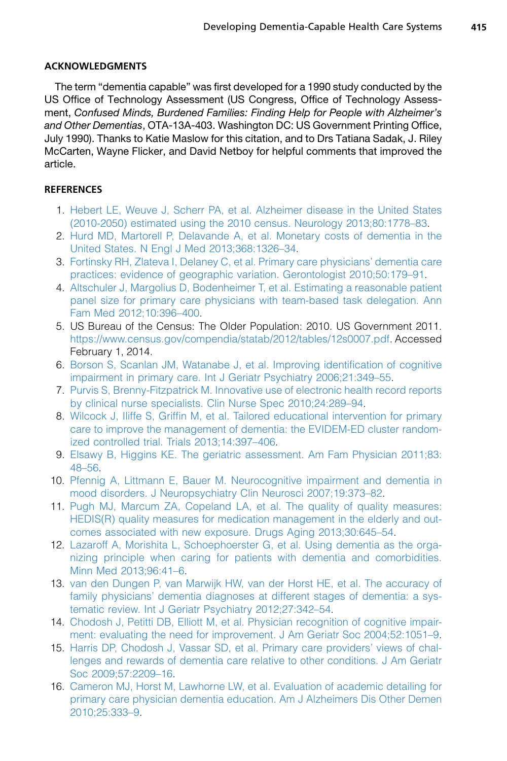## ACKNOWLEDGMENTS

The term "dementia capable" was first developed for a 1990 study conducted by the US Office of Technology Assessment (US Congress, Office of Technology Assessment, *Confused Minds, Burdened Families: Finding Help for People with Alzheimer's and Other Dementias*, OTA-13A-403. Washington DC: US Government Printing Office, July 1990). Thanks to Katie Maslow for this citation, and to Drs Tatiana Sadak, J. Riley McCarten, Wayne Flicker, and David Netboy for helpful comments that improved the article.

## REFERENCES

1. Hebert LE, Weuve J, Scherr PA, et al. Alzheimer disease in the United States (2010-2050) estimated using the 2010 census. Neurology 2013;80:1778–83.
2. Hurd MD, Martorell P, Delavande A, et al. Monetary costs of dementia in the United States. N Engl J Med 2013;368:1326–34.
3. Fortinsky RH, Zlateva I, Delaney C, et al. Primary care physicians' dementia care practices: evidence of geographic variation. Gerontologist 2010;50:179–91.
4. Altschuler J, Margolius D, Bodenheimer T, et al. Estimating a reasonable patient panel size for primary care physicians with team-based task delegation. Ann Fam Med 2012;10:396–400.
5. US Bureau of the Census: The Older Population: 2010. US Government 2011. https://www.census.gov/compendia/statab/2012/tables/12s0007.pdf. Accessed February 1, 2014.
6. Borson S, Scanlan JM, Watanabe J, et al. Improving identification of cognitive impairment in primary care. Int J Geriatr Psychiatry 2006;21:349–55.
7. Purvis S, Brenny-Fitzpatrick M. Innovative use of electronic health record reports by clinical nurse specialists. Clin Nurse Spec 2010;24:289–94.
8. Wilcock J, Iliffe S, Griffin M, et al. Tailored educational intervention for primary care to improve the management of dementia: the EVIDEM-ED cluster randomized controlled trial. Trials 2013;14:397–406.
9. Elsawy B, Higgins KE. The geriatric assessment. Am Fam Physician 2011;83:48–56.
10. Pfennig A, Littmann E, Bauer M. Neurocognitive impairment and dementia in mood disorders. J Neuropsychiatry Clin Neurosci 2007;19:373–82.
11. Pugh MJ, Marcum ZA, Copeland LA, et al. The quality of quality measures: HEDIS(R) quality measures for medication management in the elderly and outcomes associated with new exposure. Drugs Aging 2013;30:645–54.
12. Lazaroff A, Morishita L, Schoephoerster G, et al. Using dementia as the organizing principle when caring for patients with dementia and comorbidities. Minn Med 2013;96:41–6.
13. van den Dungen P, van Marwijk HW, van der Horst HE, et al. The accuracy of family physicians' dementia diagnoses at different stages of dementia: a systematic review. Int J Geriatr Psychiatry 2012;27:342–54.
14. Chodosh J, Petitti DB, Elliott M, et al. Physician recognition of cognitive impairment: evaluating the need for improvement. J Am Geriatr Soc 2004;52:1051–9.
15. Harris DP, Chodosh J, Vassar SD, et al. Primary care providers' views of challenges and rewards of dementia care relative to other conditions. J Am Geriatr Soc 2009;57:2209–16.
16. Cameron MJ, Horst M, Lawhorne LW, et al. Evaluation of academic detailing for primary care physician dementia education. Am J Alzheimers Dis Other Demen 2010;25:333–9.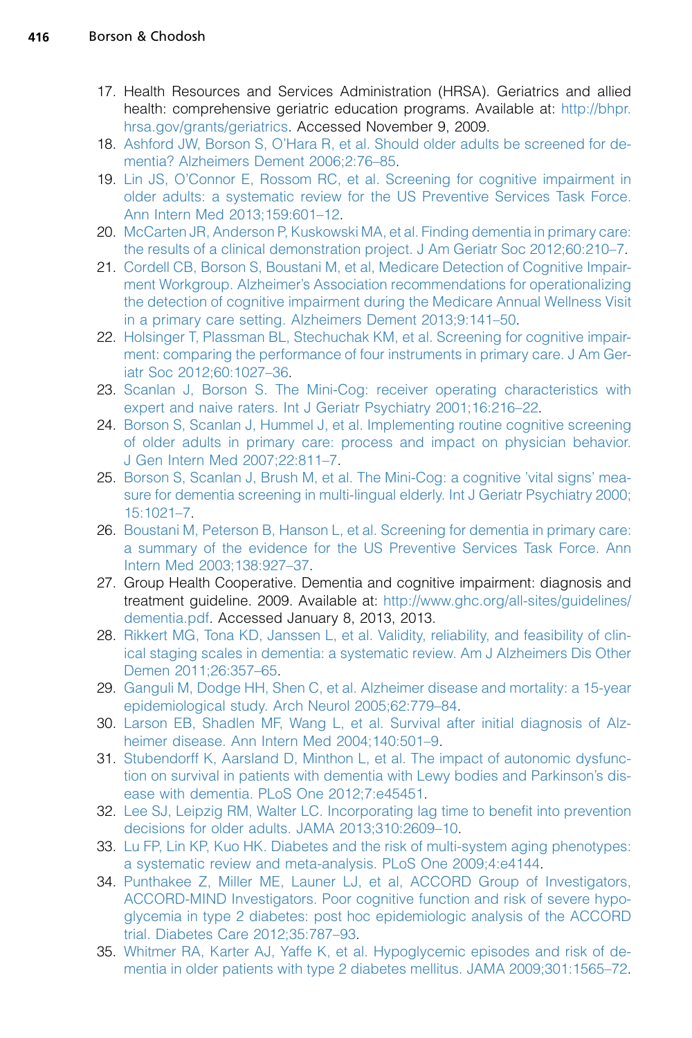17. Health Resources and Services Administration (HRSA). Geriatrics and allied health: comprehensive geriatric education programs. Available at: http://bhpr.hrsa.gov/grants/geriatrics. Accessed November 9, 2009.
18. Ashford JW, Borson S, O'Hara R, et al. Should older adults be screened for dementia? Alzheimers Dement 2006;2:76–85.
19. Lin JS, O'Connor E, Rossom RC, et al. Screening for cognitive impairment in older adults: a systematic review for the US Preventive Services Task Force. Ann Intern Med 2013;159:601–12.
20. McCarten JR, Anderson P, Kuskowski MA, et al. Finding dementia in primary care: the results of a clinical demonstration project. J Am Geriatr Soc 2012;60:210–7.
21. Cordell CB, Borson S, Boustani M, et al, Medicare Detection of Cognitive Impairment Workgroup. Alzheimer's Association recommendations for operationalizing the detection of cognitive impairment during the Medicare Annual Wellness Visit in a primary care setting. Alzheimers Dement 2013;9:141–50.
22. Holsinger T, Plassman BL, Stechuchak KM, et al. Screening for cognitive impairment: comparing the performance of four instruments in primary care. J Am Geriatr Soc 2012;60:1027–36.
23. Scanlan J, Borson S. The Mini-Cog: receiver operating characteristics with expert and naive raters. Int J Geriatr Psychiatry 2001;16:216–22.
24. Borson S, Scanlan J, Hummel J, et al. Implementing routine cognitive screening of older adults in primary care: process and impact on physician behavior. J Gen Intern Med 2007;22:811–7.
25. Borson S, Scanlan J, Brush M, et al. The Mini-Cog: a cognitive 'vital signs' measure for dementia screening in multi-lingual elderly. Int J Geriatr Psychiatry 2000;15:1021–7.
26. Boustani M, Peterson B, Hanson L, et al. Screening for dementia in primary care: a summary of the evidence for the US Preventive Services Task Force. Ann Intern Med 2003;138:927–37.
27. Group Health Cooperative. Dementia and cognitive impairment: diagnosis and treatment guideline. 2009. Available at: http://www.ghc.org/all-sites/guidelines/dementia.pdf. Accessed January 8, 2013, 2013.
28. Rikkert MG, Tona KD, Janssen L, et al. Validity, reliability, and feasibility of clinical staging scales in dementia: a systematic review. Am J Alzheimers Dis Other Demen 2011;26:357–65.
29. Ganguli M, Dodge HH, Shen C, et al. Alzheimer disease and mortality: a 15-year epidemiological study. Arch Neurol 2005;62:779–84.
30. Larson EB, Shadlen MF, Wang L, et al. Survival after initial diagnosis of Alzheimer disease. Ann Intern Med 2004;140:501–9.
31. Stubendorff K, Aarsland D, Minthon L, et al. The impact of autonomic dysfunction on survival in patients with dementia with Lewy bodies and Parkinson's disease with dementia. PLoS One 2012;7:e45451.
32. Lee SJ, Leipzig RM, Walter LC. Incorporating lag time to benefit into prevention decisions for older adults. JAMA 2013;310:2609–10.
33. Lu FP, Lin KP, Kuo HK. Diabetes and the risk of multi-system aging phenotypes: a systematic review and meta-analysis. PLoS One 2009;4:e4144.
34. Punthakee Z, Miller ME, Launer LJ, et al, ACCORD Group of Investigators, ACCORD-MIND Investigators. Poor cognitive function and risk of severe hypoglycemia in type 2 diabetes: post hoc epidemiologic analysis of the ACCORD trial. Diabetes Care 2012;35:787–93.
35. Whitmer RA, Karter AJ, Yaffe K, et al. Hypoglycemic episodes and risk of dementia in older patients with type 2 diabetes mellitus. JAMA 2009;301:1565–72.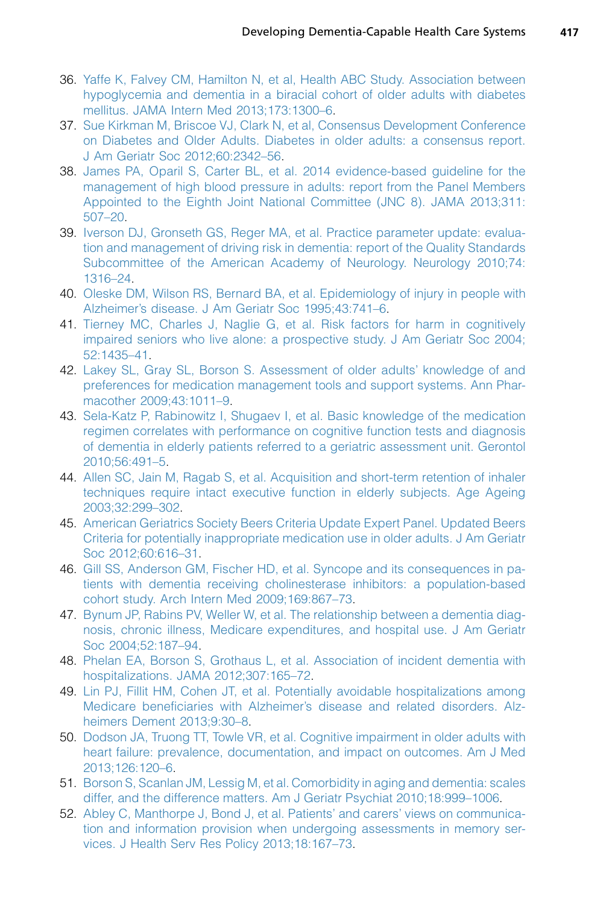36. Yaffe K, Falvey CM, Hamilton N, et al, Health ABC Study. Association between hypoglycemia and dementia in a biracial cohort of older adults with diabetes mellitus. JAMA Intern Med 2013;173:1300–6.
37. Sue Kirkman M, Briscoe VJ, Clark N, et al, Consensus Development Conference on Diabetes and Older Adults. Diabetes in older adults: a consensus report. J Am Geriatr Soc 2012;60:2342–56.
38. James PA, Oparil S, Carter BL, et al. 2014 evidence-based guideline for the management of high blood pressure in adults: report from the Panel Members Appointed to the Eighth Joint National Committee (JNC 8). JAMA 2013;311: 507–20.
39. Iverson DJ, Gronseth GS, Reger MA, et al. Practice parameter update: evaluation and management of driving risk in dementia: report of the Quality Standards Subcommittee of the American Academy of Neurology. Neurology 2010;74: 1316–24.
40. Oleske DM, Wilson RS, Bernard BA, et al. Epidemiology of injury in people with Alzheimer's disease. J Am Geriatr Soc 1995;43:741–6.
41. Tierney MC, Charles J, Naglie G, et al. Risk factors for harm in cognitively impaired seniors who live alone: a prospective study. J Am Geriatr Soc 2004; 52:1435–41.
42. Lakey SL, Gray SL, Borson S. Assessment of older adults' knowledge of and preferences for medication management tools and support systems. Ann Pharmacother 2009;43:1011–9.
43. Sela-Katz P, Rabinowitz I, Shugaev I, et al. Basic knowledge of the medication regimen correlates with performance on cognitive function tests and diagnosis of dementia in elderly patients referred to a geriatric assessment unit. Gerontol 2010;56:491–5.
44. Allen SC, Jain M, Ragab S, et al. Acquisition and short-term retention of inhaler techniques require intact executive function in elderly subjects. Age Ageing 2003;32:299–302.
45. American Geriatrics Society Beers Criteria Update Expert Panel. Updated Beers Criteria for potentially inappropriate medication use in older adults. J Am Geriatr Soc 2012;60:616–31.
46. Gill SS, Anderson GM, Fischer HD, et al. Syncope and its consequences in patients with dementia receiving cholinesterase inhibitors: a population-based cohort study. Arch Intern Med 2009;169:867–73.
47. Bynum JP, Rabins PV, Weller W, et al. The relationship between a dementia diagnosis, chronic illness, Medicare expenditures, and hospital use. J Am Geriatr Soc 2004;52:187–94.
48. Phelan EA, Borson S, Grothaus L, et al. Association of incident dementia with hospitalizations. JAMA 2012;307:165–72.
49. Lin PJ, Fillit HM, Cohen JT, et al. Potentially avoidable hospitalizations among Medicare beneficiaries with Alzheimer's disease and related disorders. Alzheimers Dement 2013;9:30–8.
50. Dodson JA, Truong TT, Towle VR, et al. Cognitive impairment in older adults with heart failure: prevalence, documentation, and impact on outcomes. Am J Med 2013;126:120–6.
51. Borson S, Scanlan JM, Lessig M, et al. Comorbidity in aging and dementia: scales differ, and the difference matters. Am J Geriatr Psychiat 2010;18:999–1006.
52. Abley C, Manthorpe J, Bond J, et al. Patients' and carers' views on communication and information provision when undergoing assessments in memory services. J Health Serv Res Policy 2013;18:167–73.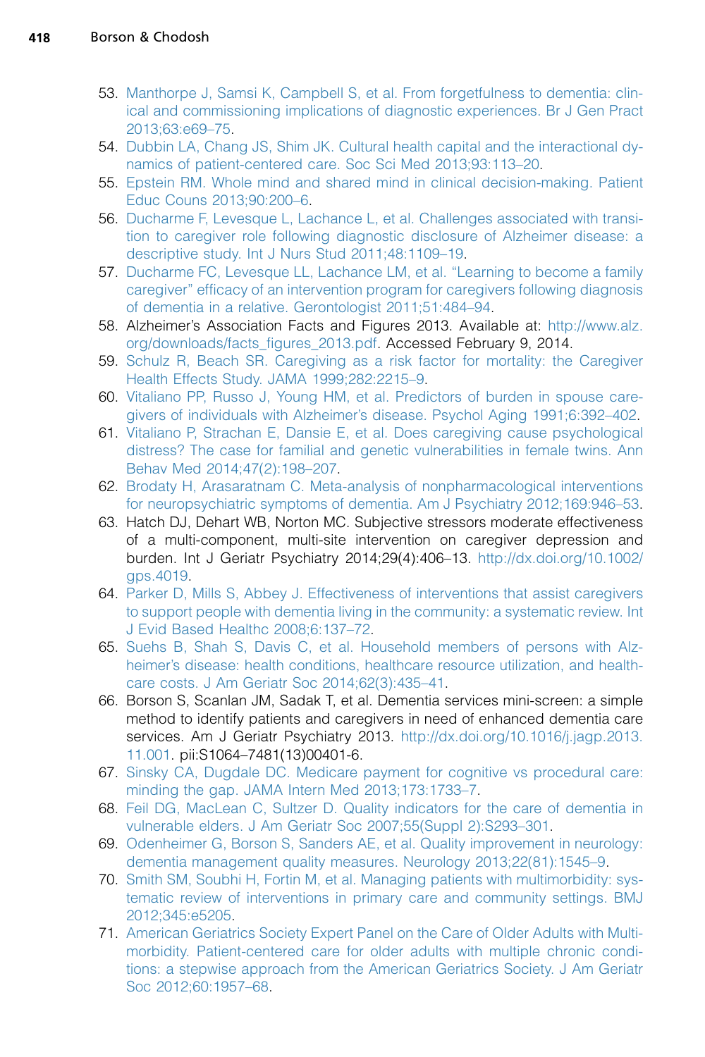53. Manthorpe J, Samsi K, Campbell S, et al. From forgetfulness to dementia: clinical and commissioning implications of diagnostic experiences. Br J Gen Pract 2013;63:e69–75.
54. Dubbin LA, Chang JS, Shim JK. Cultural health capital and the interactional dynamics of patient-centered care. Soc Sci Med 2013;93:113–20.
55. Epstein RM. Whole mind and shared mind in clinical decision-making. Patient Educ Couns 2013;90:200–6.
56. Ducharme F, Levesque L, Lachance L, et al. Challenges associated with transition to caregiver role following diagnostic disclosure of Alzheimer disease: a descriptive study. Int J Nurs Stud 2011;48:1109–19.
57. Ducharme FC, Levesque LL, Lachance LM, et al. "Learning to become a family caregiver" efficacy of an intervention program for caregivers following diagnosis of dementia in a relative. Gerontologist 2011;51:484–94.
58. Alzheimer's Association Facts and Figures 2013. Available at: http://www.alz.org/downloads/facts_figures_2013.pdf. Accessed February 9, 2014.
59. Schulz R, Beach SR. Caregiving as a risk factor for mortality: the Caregiver Health Effects Study. JAMA 1999;282:2215–9.
60. Vitaliano PP, Russo J, Young HM, et al. Predictors of burden in spouse caregivers of individuals with Alzheimer's disease. Psychol Aging 1991;6:392–402.
61. Vitaliano P, Strachan E, Dansie E, et al. Does caregiving cause psychological distress? The case for familial and genetic vulnerabilities in female twins. Ann Behav Med 2014;47(2):198–207.
62. Brodaty H, Arasaratnam C. Meta-analysis of nonpharmacological interventions for neuropsychiatric symptoms of dementia. Am J Psychiatry 2012;169:946–53.
63. Hatch DJ, Dehart WB, Norton MC. Subjective stressors moderate effectiveness of a multi-component, multi-site intervention on caregiver depression and burden. Int J Geriatr Psychiatry 2014;29(4):406–13. http://dx.doi.org/10.1002/gps.4019.
64. Parker D, Mills S, Abbey J. Effectiveness of interventions that assist caregivers to support people with dementia living in the community: a systematic review. Int J Evid Based Healthc 2008;6:137–72.
65. Suehs B, Shah S, Davis C, et al. Household members of persons with Alzheimer's disease: health conditions, healthcare resource utilization, and healthcare costs. J Am Geriatr Soc 2014;62(3):435–41.
66. Borson S, Scanlan JM, Sadak T, et al. Dementia services mini-screen: a simple method to identify patients and caregivers in need of enhanced dementia care services. Am J Geriatr Psychiatry 2013. http://dx.doi.org/10.1016/j.jagp.2013.11.001. pii:S1064–7481(13)00401-6.
67. Sinsky CA, Dugdale DC. Medicare payment for cognitive vs procedural care: minding the gap. JAMA Intern Med 2013;173:1733–7.
68. Feil DG, MacLean C, Sultzer D. Quality indicators for the care of dementia in vulnerable elders. J Am Geriatr Soc 2007;55(Suppl 2):S293–301.
69. Odenheimer G, Borson S, Sanders AE, et al. Quality improvement in neurology: dementia management quality measures. Neurology 2013;22(81):1545–9.
70. Smith SM, Soubhi H, Fortin M, et al. Managing patients with multimorbidity: systematic review of interventions in primary care and community settings. BMJ 2012;345:e5205.
71. American Geriatrics Society Expert Panel on the Care of Older Adults with Multimorbidity. Patient-centered care for older adults with multiple chronic conditions: a stepwise approach from the American Geriatrics Society. J Am Geriatr Soc 2012;60:1957–68.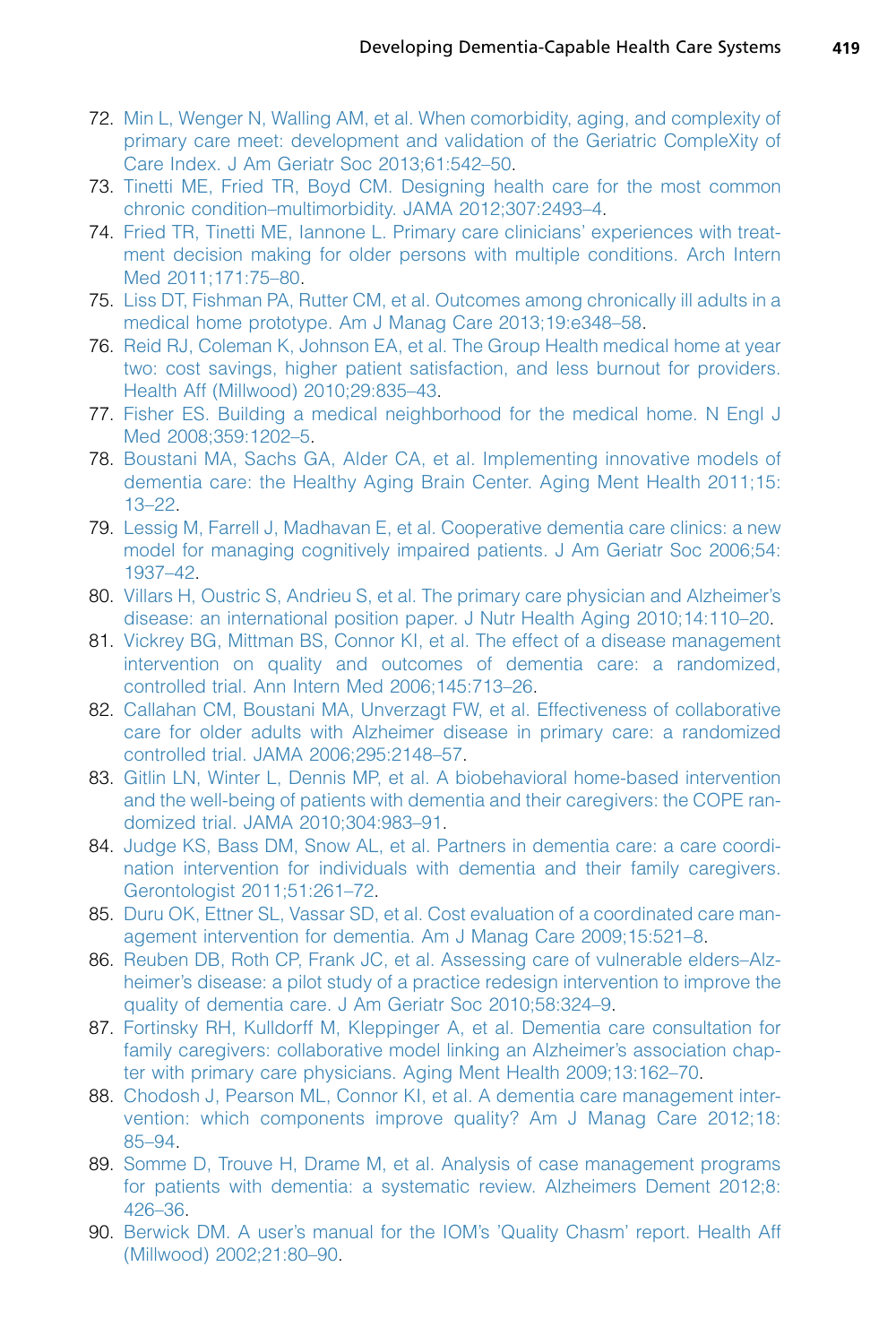72. Min L, Wenger N, Walling AM, et al. When comorbidity, aging, and complexity of primary care meet: development and validation of the Geriatric CompleXity of Care Index. J Am Geriatr Soc 2013;61:542–50.
73. Tinetti ME, Fried TR, Boyd CM. Designing health care for the most common chronic condition–multimorbidity. JAMA 2012;307:2493–4.
74. Fried TR, Tinetti ME, Iannone L. Primary care clinicians' experiences with treatment decision making for older persons with multiple conditions. Arch Intern Med 2011;171:75–80.
75. Liss DT, Fishman PA, Rutter CM, et al. Outcomes among chronically ill adults in a medical home prototype. Am J Manag Care 2013;19:e348–58.
76. Reid RJ, Coleman K, Johnson EA, et al. The Group Health medical home at year two: cost savings, higher patient satisfaction, and less burnout for providers. Health Aff (Millwood) 2010;29:835–43.
77. Fisher ES. Building a medical neighborhood for the medical home. N Engl J Med 2008;359:1202–5.
78. Boustani MA, Sachs GA, Alder CA, et al. Implementing innovative models of dementia care: the Healthy Aging Brain Center. Aging Ment Health 2011;15:13–22.
79. Lessig M, Farrell J, Madhavan E, et al. Cooperative dementia care clinics: a new model for managing cognitively impaired patients. J Am Geriatr Soc 2006;54:1937–42.
80. Villars H, Oustric S, Andrieu S, et al. The primary care physician and Alzheimer's disease: an international position paper. J Nutr Health Aging 2010;14:110–20.
81. Vickrey BG, Mittman BS, Connor KI, et al. The effect of a disease management intervention on quality and outcomes of dementia care: a randomized, controlled trial. Ann Intern Med 2006;145:713–26.
82. Callahan CM, Boustani MA, Unverzagt FW, et al. Effectiveness of collaborative care for older adults with Alzheimer disease in primary care: a randomized controlled trial. JAMA 2006;295:2148–57.
83. Gitlin LN, Winter L, Dennis MP, et al. A biobehavioral home-based intervention and the well-being of patients with dementia and their caregivers: the COPE randomized trial. JAMA 2010;304:983–91.
84. Judge KS, Bass DM, Snow AL, et al. Partners in dementia care: a care coordination intervention for individuals with dementia and their family caregivers. Gerontologist 2011;51:261–72.
85. Duru OK, Ettner SL, Vassar SD, et al. Cost evaluation of a coordinated care management intervention for dementia. Am J Manag Care 2009;15:521–8.
86. Reuben DB, Roth CP, Frank JC, et al. Assessing care of vulnerable elders–Alzheimer's disease: a pilot study of a practice redesign intervention to improve the quality of dementia care. J Am Geriatr Soc 2010;58:324–9.
87. Fortinsky RH, Kulldorff M, Kleppinger A, et al. Dementia care consultation for family caregivers: collaborative model linking an Alzheimer's association chapter with primary care physicians. Aging Ment Health 2009;13:162–70.
88. Chodosh J, Pearson ML, Connor KI, et al. A dementia care management intervention: which components improve quality? Am J Manag Care 2012;18:85–94.
89. Somme D, Trouve H, Drame M, et al. Analysis of case management programs for patients with dementia: a systematic review. Alzheimers Dement 2012;8:426–36.
90. Berwick DM. A user's manual for the IOM's 'Quality Chasm' report. Health Aff (Millwood) 2002;21:80–90.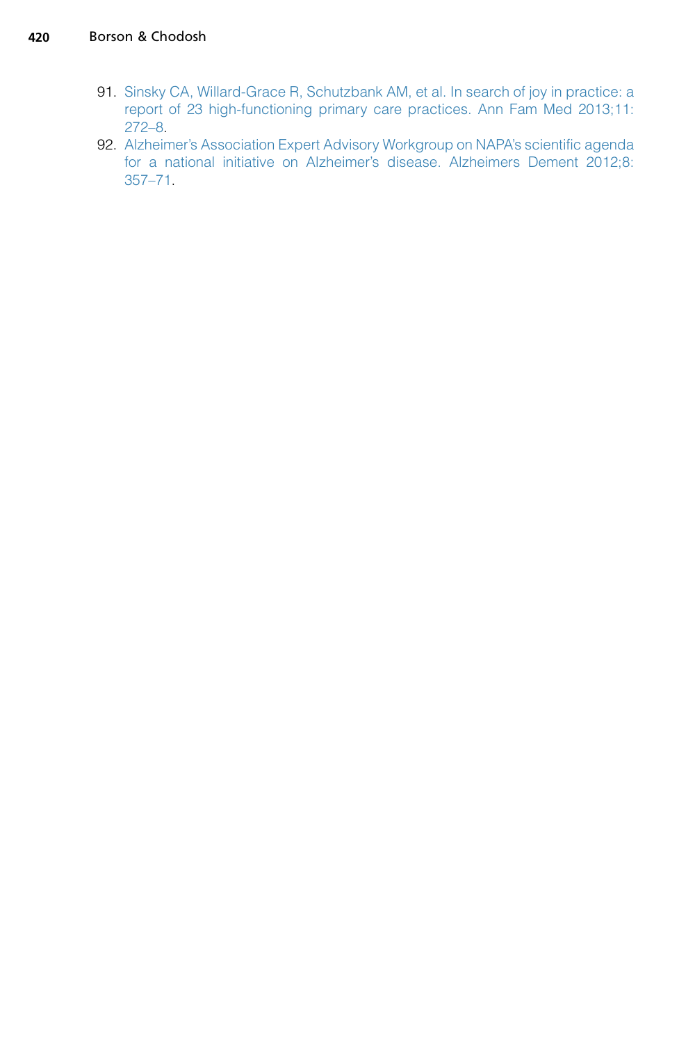91. Sinsky CA, Willard-Grace R, Schutzbank AM, et al. In search of joy in practice: a report of 23 high-functioning primary care practices. Ann Fam Med 2013;11:272–8.
92. Alzheimer's Association Expert Advisory Workgroup on NAPA's scientific agenda for a national initiative on Alzheimer's disease. Alzheimers Dement 2012;8:357–71.